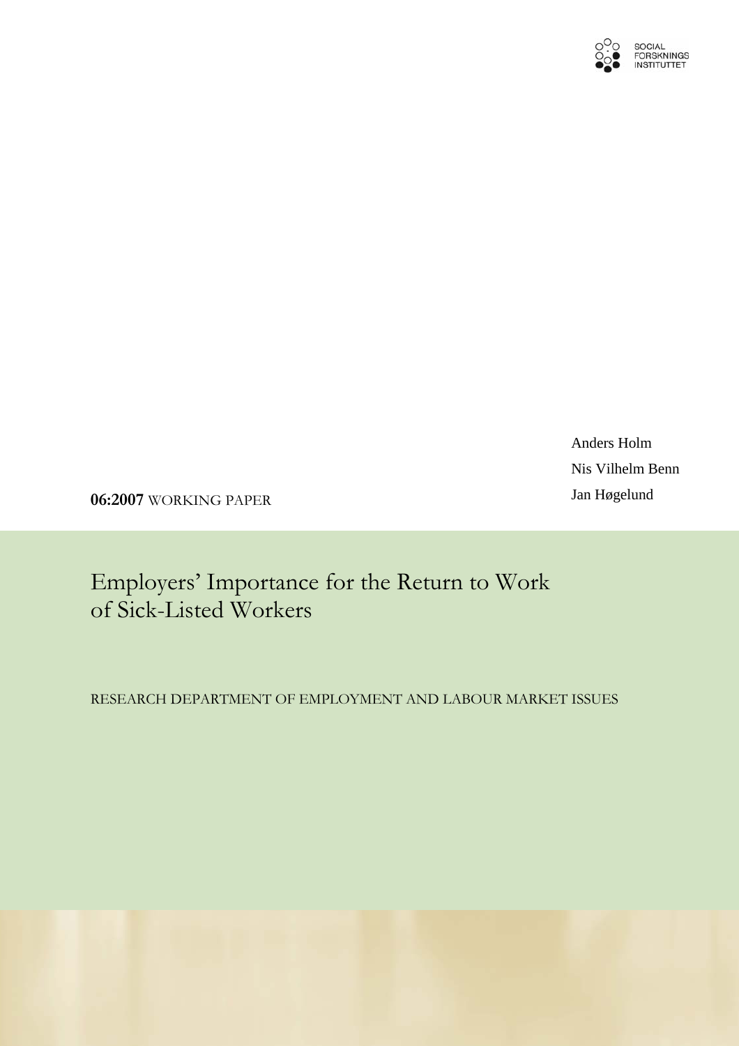SOCIAL FORSKNINGS INSTITUTTET

Anders Holm

Nis Vilhelm Benn

Jan Høgelund

**06:2007** WORKING PAPER

# Employers' Importance for the Return to Work of Sick-Listed Workers

RESEARCH DEPARTMENT OF EMPLOYMENT AND LABOUR MARKET ISSUES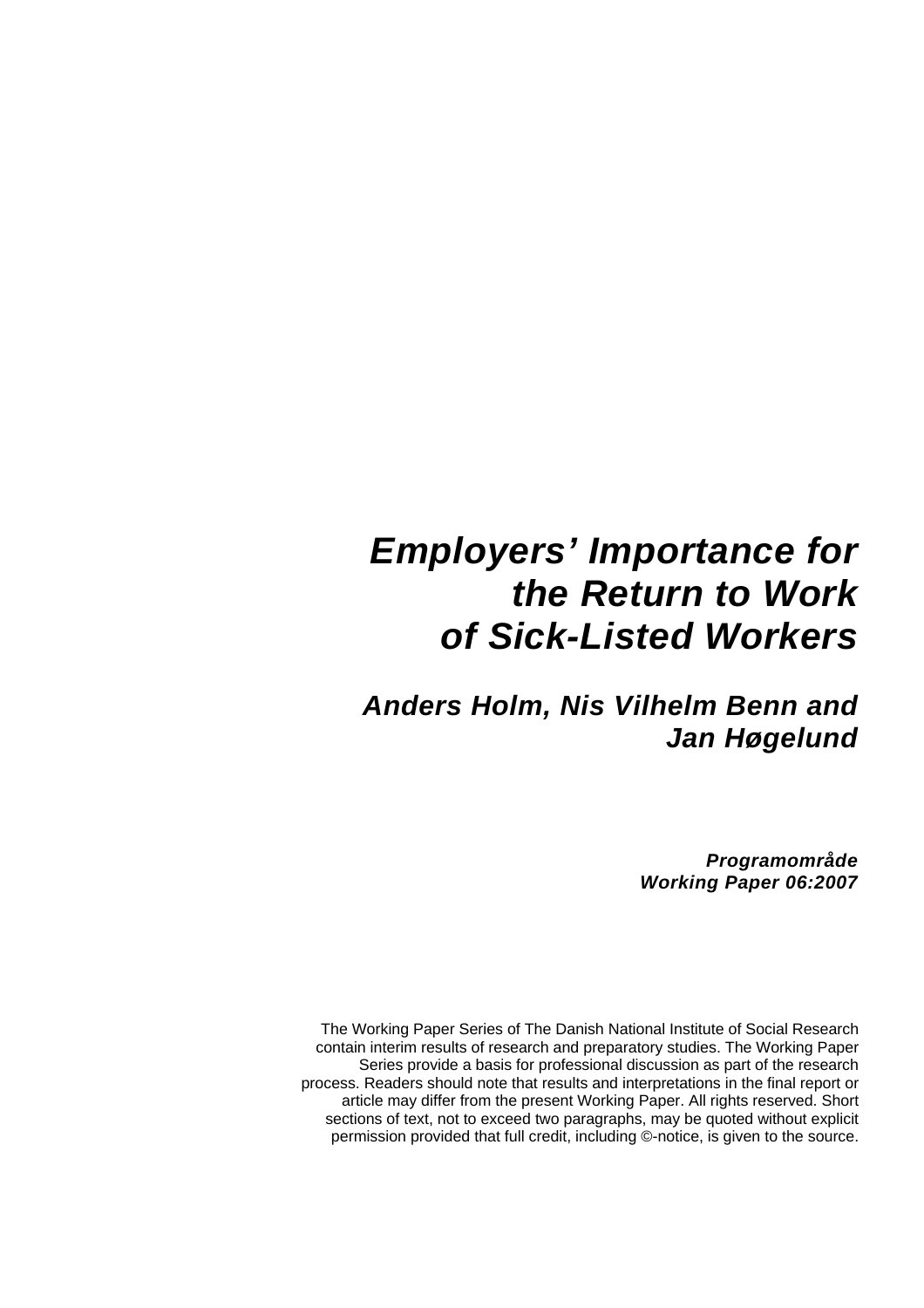# *Employers' Importance for the Return to Work of Sick-Listed Workers*

## *Anders Holm, Nis Vilhelm Benn and Jan Høgelund*

***Programområde***
***Working Paper 06:2007***

The Working Paper Series of The Danish National Institute of Social Research contain interim results of research and preparatory studies. The Working Paper Series provide a basis for professional discussion as part of the research process. Readers should note that results and interpretations in the final report or article may differ from the present Working Paper. All rights reserved. Short sections of text, not to exceed two paragraphs, may be quoted without explicit permission provided that full credit, including ©-notice, is given to the source.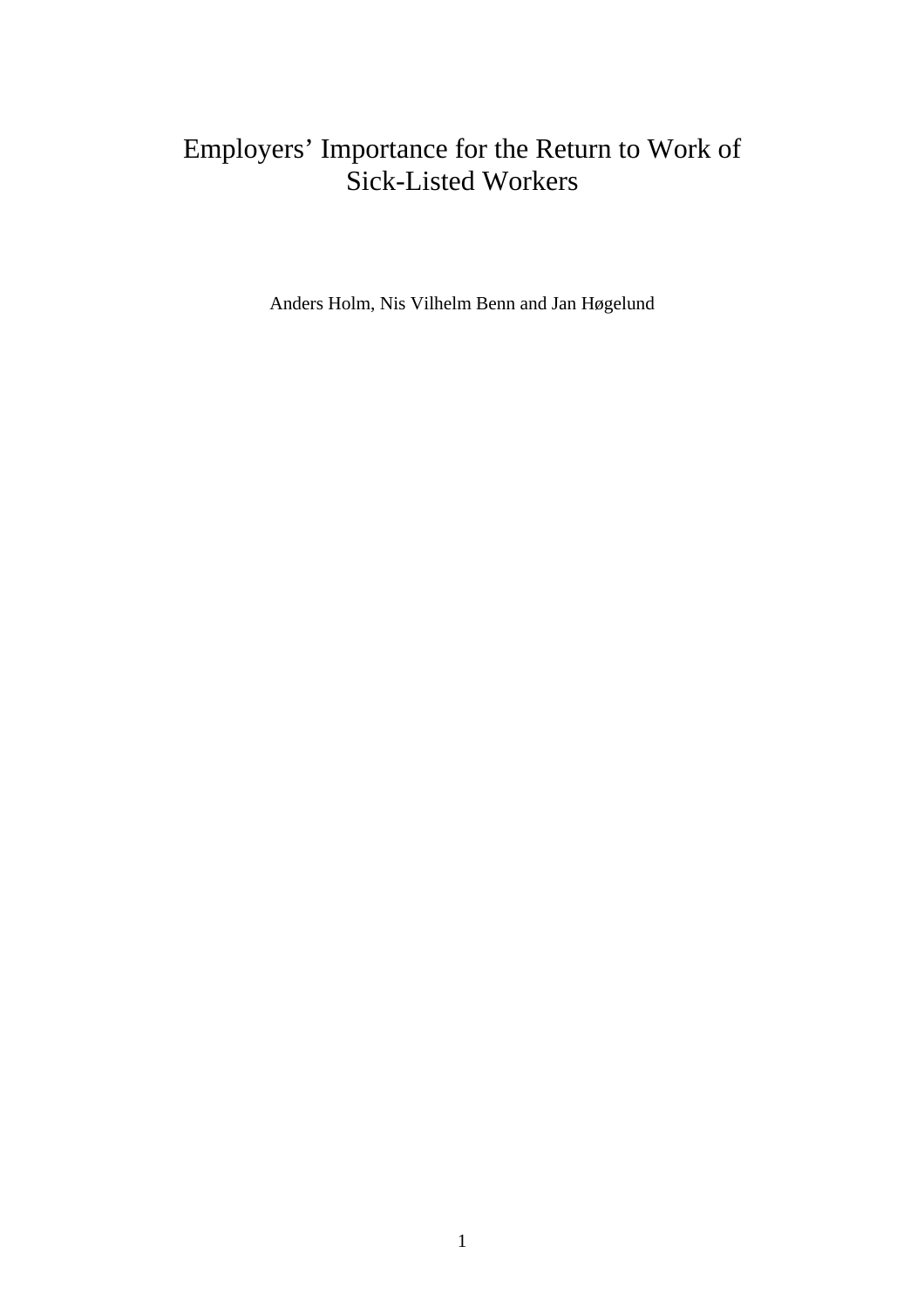# Employers' Importance for the Return to Work of Sick-Listed Workers

Anders Holm, Nis Vilhelm Benn and Jan Høgelund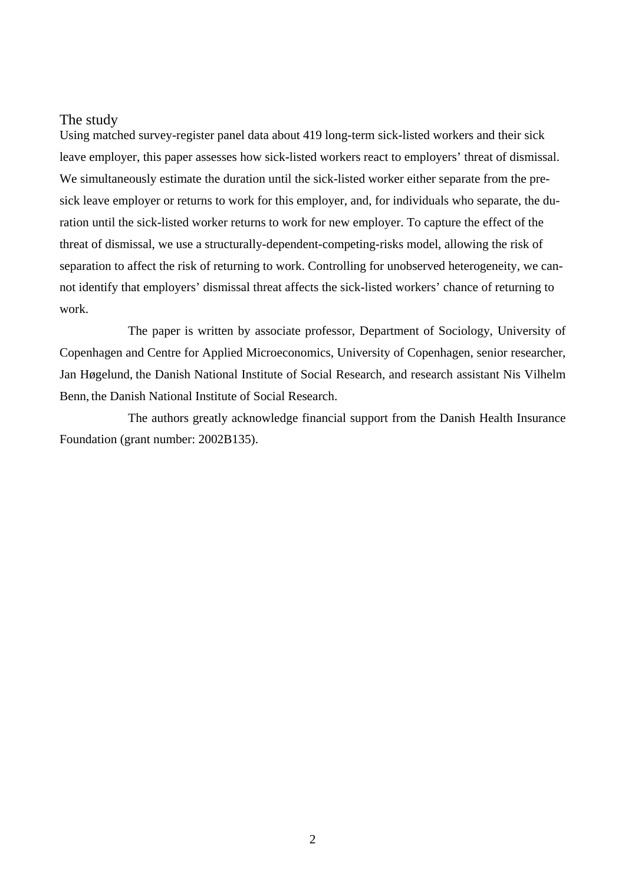## The study

Using matched survey-register panel data about 419 long-term sick-listed workers and their sick leave employer, this paper assesses how sick-listed workers react to employers' threat of dismissal. We simultaneously estimate the duration until the sick-listed worker either separate from the pre-sick leave employer or returns to work for this employer, and, for individuals who separate, the duration until the sick-listed worker returns to work for new employer. To capture the effect of the threat of dismissal, we use a structurally-dependent-competing-risks model, allowing the risk of separation to affect the risk of returning to work. Controlling for unobserved heterogeneity, we cannot identify that employers' dismissal threat affects the sick-listed workers' chance of returning to work.

The paper is written by associate professor, Department of Sociology, University of Copenhagen and Centre for Applied Microeconomics, University of Copenhagen, senior researcher, Jan Høgelund, the Danish National Institute of Social Research, and research assistant Nis Vilhelm Benn, the Danish National Institute of Social Research.

The authors greatly acknowledge financial support from the Danish Health Insurance Foundation (grant number: 2002B135).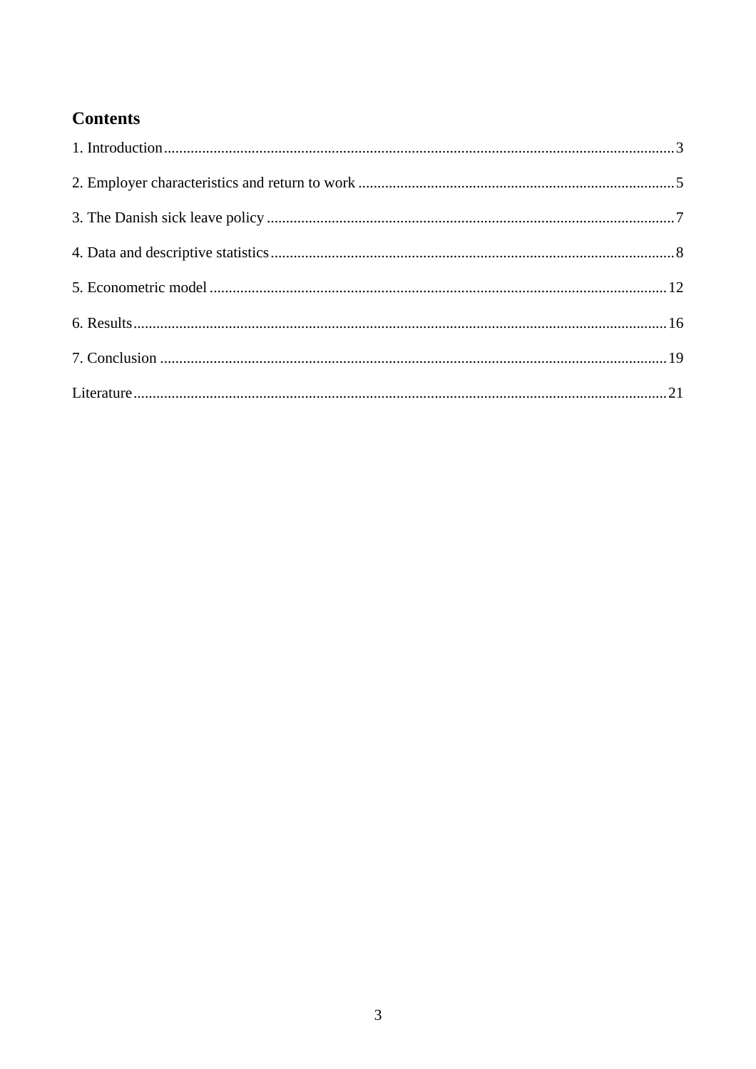## Contents

1. Introduction ... 3
2. Employer characteristics and return to work ... 5
3. The Danish sick leave policy ... 7
4. Data and descriptive statistics ... 8
5. Econometric model ... 12
6. Results ... 16
7. Conclusion ... 19

Literature ... 21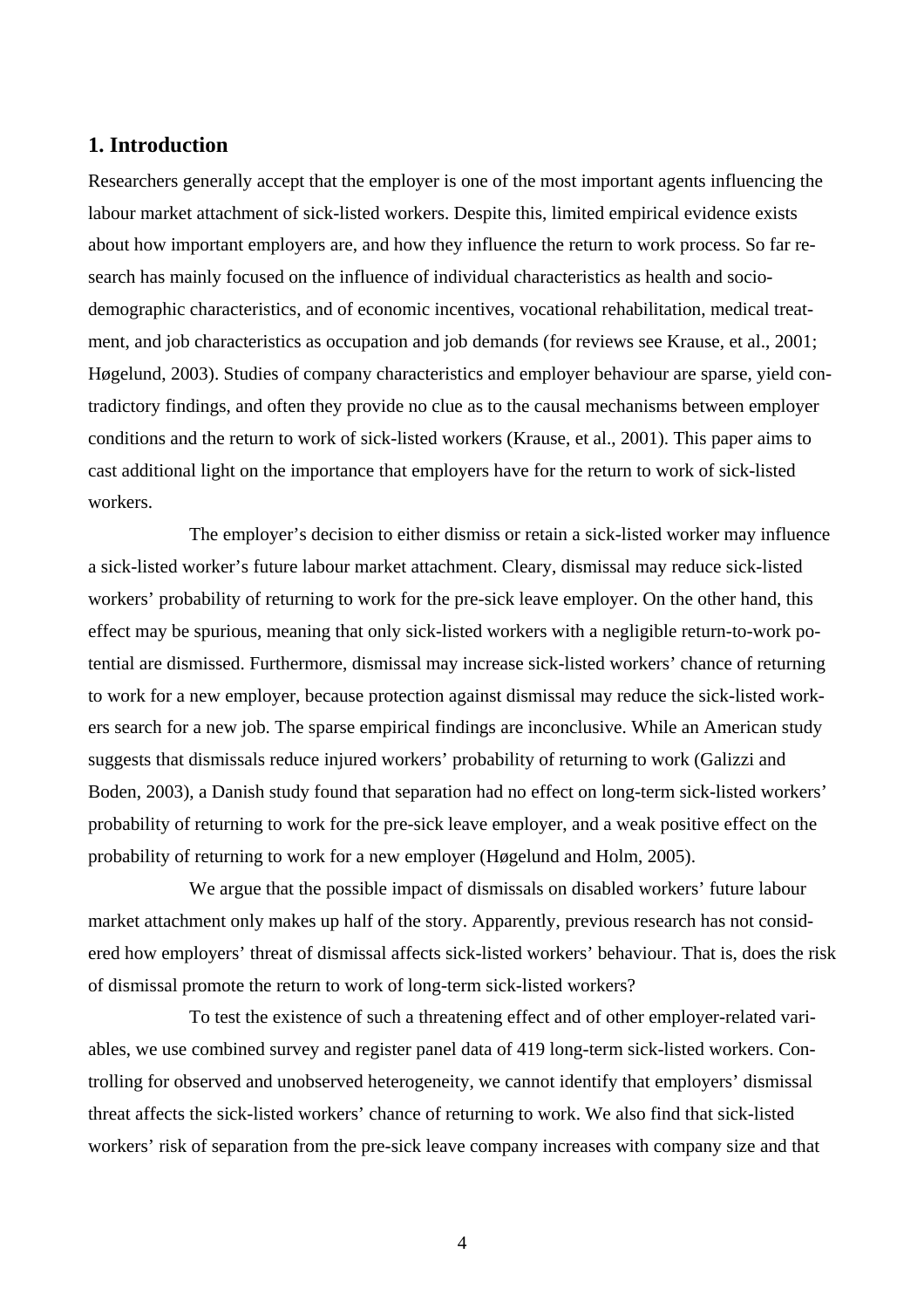## 1. Introduction

Researchers generally accept that the employer is one of the most important agents influencing the labour market attachment of sick-listed workers. Despite this, limited empirical evidence exists about how important employers are, and how they influence the return to work process. So far research has mainly focused on the influence of individual characteristics as health and socio-demographic characteristics, and of economic incentives, vocational rehabilitation, medical treatment, and job characteristics as occupation and job demands (for reviews see Krause, et al., 2001; Høgelund, 2003). Studies of company characteristics and employer behaviour are sparse, yield contradictory findings, and often they provide no clue as to the causal mechanisms between employer conditions and the return to work of sick-listed workers (Krause, et al., 2001). This paper aims to cast additional light on the importance that employers have for the return to work of sick-listed workers.

The employer's decision to either dismiss or retain a sick-listed worker may influence a sick-listed worker's future labour market attachment. Cleary, dismissal may reduce sick-listed workers' probability of returning to work for the pre-sick leave employer. On the other hand, this effect may be spurious, meaning that only sick-listed workers with a negligible return-to-work potential are dismissed. Furthermore, dismissal may increase sick-listed workers' chance of returning to work for a new employer, because protection against dismissal may reduce the sick-listed workers search for a new job. The sparse empirical findings are inconclusive. While an American study suggests that dismissals reduce injured workers' probability of returning to work (Galizzi and Boden, 2003), a Danish study found that separation had no effect on long-term sick-listed workers' probability of returning to work for the pre-sick leave employer, and a weak positive effect on the probability of returning to work for a new employer (Høgelund and Holm, 2005).

We argue that the possible impact of dismissals on disabled workers' future labour market attachment only makes up half of the story. Apparently, previous research has not considered how employers' threat of dismissal affects sick-listed workers' behaviour. That is, does the risk of dismissal promote the return to work of long-term sick-listed workers?

To test the existence of such a threatening effect and of other employer-related variables, we use combined survey and register panel data of 419 long-term sick-listed workers. Controlling for observed and unobserved heterogeneity, we cannot identify that employers' dismissal threat affects the sick-listed workers' chance of returning to work. We also find that sick-listed workers' risk of separation from the pre-sick leave company increases with company size and that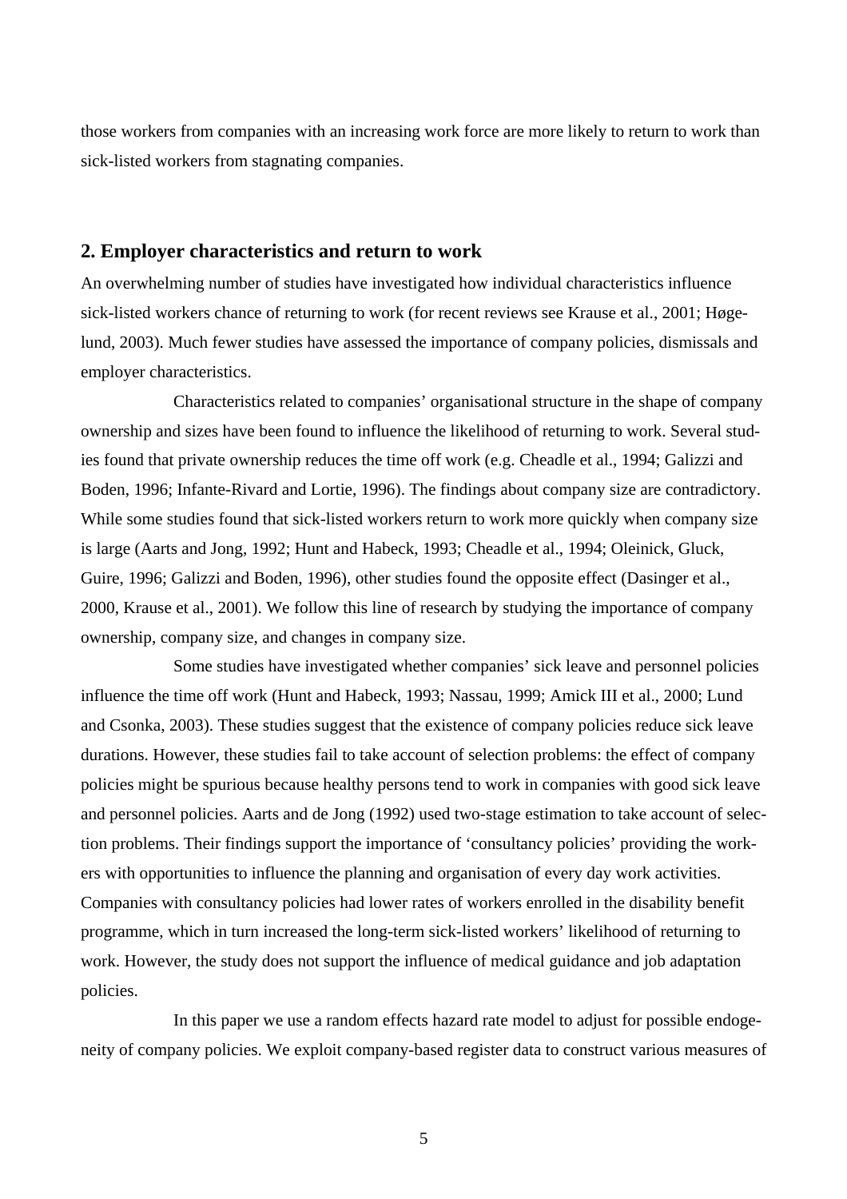those workers from companies with an increasing work force are more likely to return to work than sick-listed workers from stagnating companies.

## 2. Employer characteristics and return to work

An overwhelming number of studies have investigated how individual characteristics influence sick-listed workers chance of returning to work (for recent reviews see Krause et al., 2001; Høgelund, 2003). Much fewer studies have assessed the importance of company policies, dismissals and employer characteristics.

Characteristics related to companies' organisational structure in the shape of company ownership and sizes have been found to influence the likelihood of returning to work. Several studies found that private ownership reduces the time off work (e.g. Cheadle et al., 1994; Galizzi and Boden, 1996; Infante-Rivard and Lortie, 1996). The findings about company size are contradictory. While some studies found that sick-listed workers return to work more quickly when company size is large (Aarts and Jong, 1992; Hunt and Habeck, 1993; Cheadle et al., 1994; Oleinick, Gluck, Guire, 1996; Galizzi and Boden, 1996), other studies found the opposite effect (Dasinger et al., 2000, Krause et al., 2001). We follow this line of research by studying the importance of company ownership, company size, and changes in company size.

Some studies have investigated whether companies' sick leave and personnel policies influence the time off work (Hunt and Habeck, 1993; Nassau, 1999; Amick III et al., 2000; Lund and Csonka, 2003). These studies suggest that the existence of company policies reduce sick leave durations. However, these studies fail to take account of selection problems: the effect of company policies might be spurious because healthy persons tend to work in companies with good sick leave and personnel policies. Aarts and de Jong (1992) used two-stage estimation to take account of selection problems. Their findings support the importance of 'consultancy policies' providing the workers with opportunities to influence the planning and organisation of every day work activities. Companies with consultancy policies had lower rates of workers enrolled in the disability benefit programme, which in turn increased the long-term sick-listed workers' likelihood of returning to work. However, the study does not support the influence of medical guidance and job adaptation policies.

In this paper we use a random effects hazard rate model to adjust for possible endogeneity of company policies. We exploit company-based register data to construct various measures of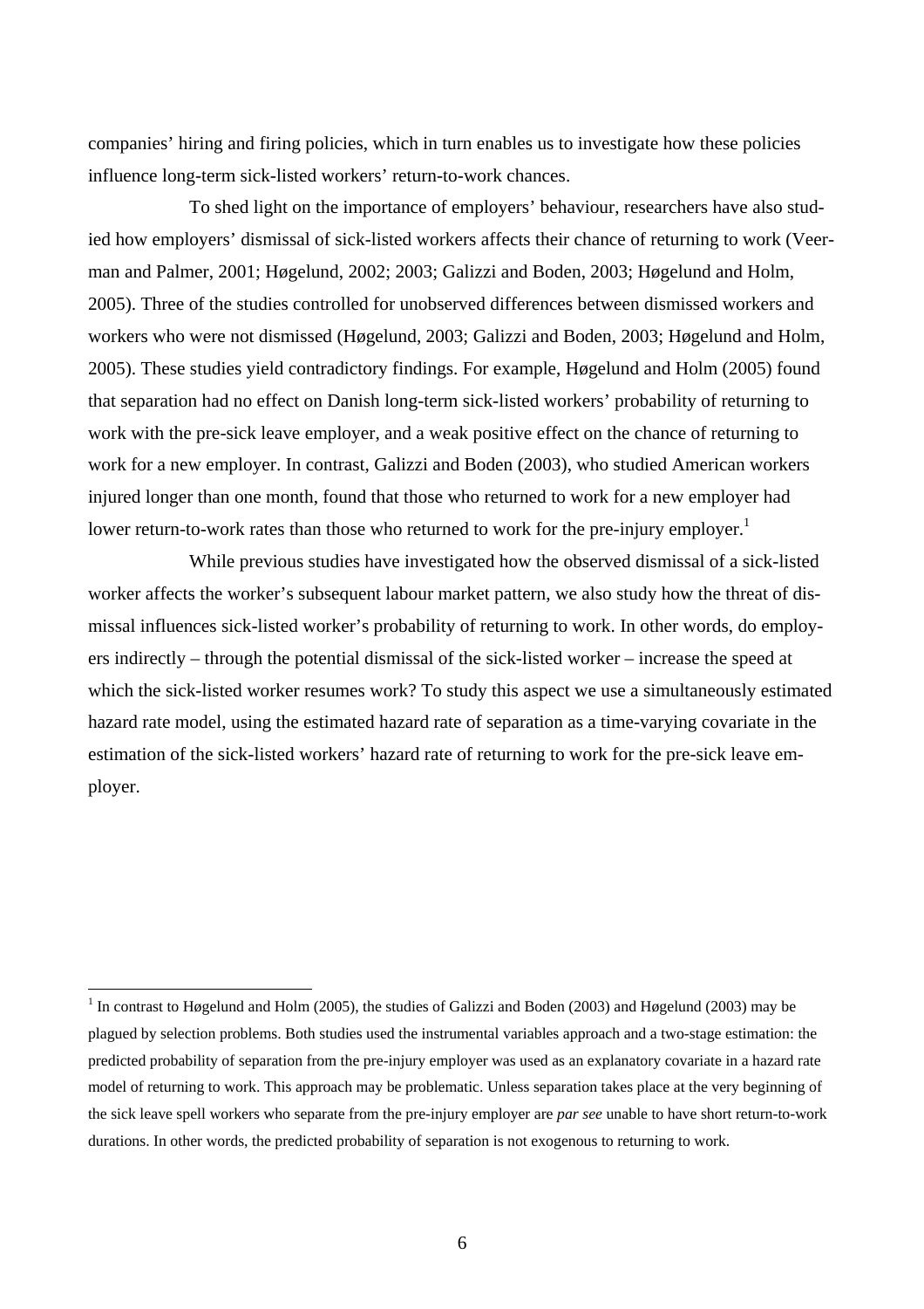companies' hiring and firing policies, which in turn enables us to investigate how these policies influence long-term sick-listed workers' return-to-work chances.

To shed light on the importance of employers' behaviour, researchers have also studied how employers' dismissal of sick-listed workers affects their chance of returning to work (Veerman and Palmer, 2001; Høgelund, 2002; 2003; Galizzi and Boden, 2003; Høgelund and Holm, 2005). Three of the studies controlled for unobserved differences between dismissed workers and workers who were not dismissed (Høgelund, 2003; Galizzi and Boden, 2003; Høgelund and Holm, 2005). These studies yield contradictory findings. For example, Høgelund and Holm (2005) found that separation had no effect on Danish long-term sick-listed workers' probability of returning to work with the pre-sick leave employer, and a weak positive effect on the chance of returning to work for a new employer. In contrast, Galizzi and Boden (2003), who studied American workers injured longer than one month, found that those who returned to work for a new employer had lower return-to-work rates than those who returned to work for the pre-injury employer.[1]

While previous studies have investigated how the observed dismissal of a sick-listed worker affects the worker's subsequent labour market pattern, we also study how the threat of dismissal influences sick-listed worker's probability of returning to work. In other words, do employers indirectly – through the potential dismissal of the sick-listed worker – increase the speed at which the sick-listed worker resumes work? To study this aspect we use a simultaneously estimated hazard rate model, using the estimated hazard rate of separation as a time-varying covariate in the estimation of the sick-listed workers' hazard rate of returning to work for the pre-sick leave employer.

[1] In contrast to Høgelund and Holm (2005), the studies of Galizzi and Boden (2003) and Høgelund (2003) may be plagued by selection problems. Both studies used the instrumental variables approach and a two-stage estimation: the predicted probability of separation from the pre-injury employer was used as an explanatory covariate in a hazard rate model of returning to work. This approach may be problematic. Unless separation takes place at the very beginning of the sick leave spell workers who separate from the pre-injury employer are *par see* unable to have short return-to-work durations. In other words, the predicted probability of separation is not exogenous to returning to work.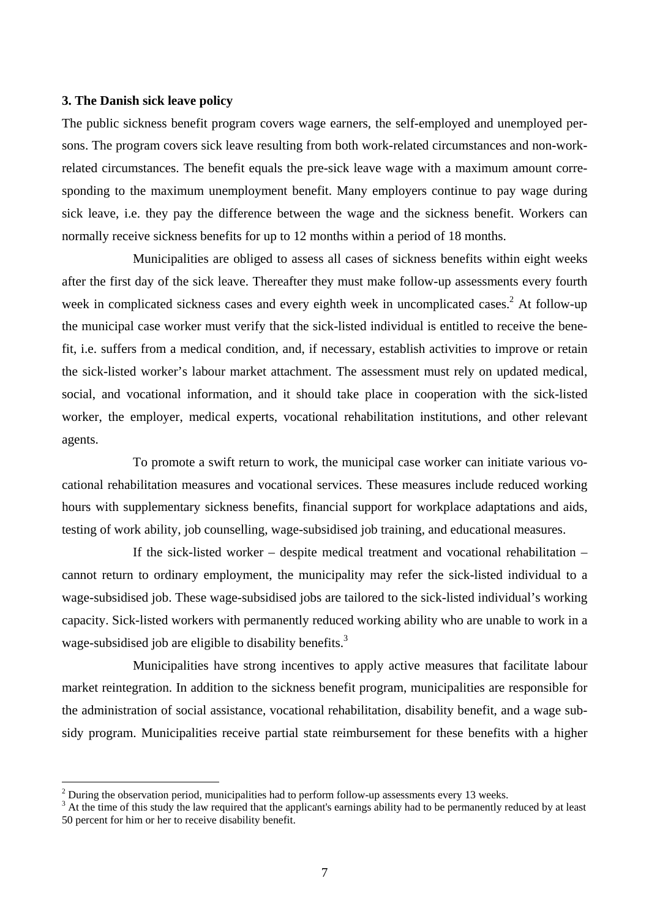### 3. The Danish sick leave policy

The public sickness benefit program covers wage earners, the self-employed and unemployed persons. The program covers sick leave resulting from both work-related circumstances and non-work-related circumstances. The benefit equals the pre-sick leave wage with a maximum amount corresponding to the maximum unemployment benefit. Many employers continue to pay wage during sick leave, i.e. they pay the difference between the wage and the sickness benefit. Workers can normally receive sickness benefits for up to 12 months within a period of 18 months.

Municipalities are obliged to assess all cases of sickness benefits within eight weeks after the first day of the sick leave. Thereafter they must make follow-up assessments every fourth week in complicated sickness cases and every eighth week in uncomplicated cases.[2] At follow-up the municipal case worker must verify that the sick-listed individual is entitled to receive the benefit, i.e. suffers from a medical condition, and, if necessary, establish activities to improve or retain the sick-listed worker's labour market attachment. The assessment must rely on updated medical, social, and vocational information, and it should take place in cooperation with the sick-listed worker, the employer, medical experts, vocational rehabilitation institutions, and other relevant agents.

To promote a swift return to work, the municipal case worker can initiate various vocational rehabilitation measures and vocational services. These measures include reduced working hours with supplementary sickness benefits, financial support for workplace adaptations and aids, testing of work ability, job counselling, wage-subsidised job training, and educational measures.

If the sick-listed worker – despite medical treatment and vocational rehabilitation – cannot return to ordinary employment, the municipality may refer the sick-listed individual to a wage-subsidised job. These wage-subsidised jobs are tailored to the sick-listed individual's working capacity. Sick-listed workers with permanently reduced working ability who are unable to work in a wage-subsidised job are eligible to disability benefits.[3]

Municipalities have strong incentives to apply active measures that facilitate labour market reintegration. In addition to the sickness benefit program, municipalities are responsible for the administration of social assistance, vocational rehabilitation, disability benefit, and a wage subsidy program. Municipalities receive partial state reimbursement for these benefits with a higher

[2] During the observation period, municipalities had to perform follow-up assessments every 13 weeks.

[3] At the time of this study the law required that the applicant's earnings ability had to be permanently reduced by at least 50 percent for him or her to receive disability benefit.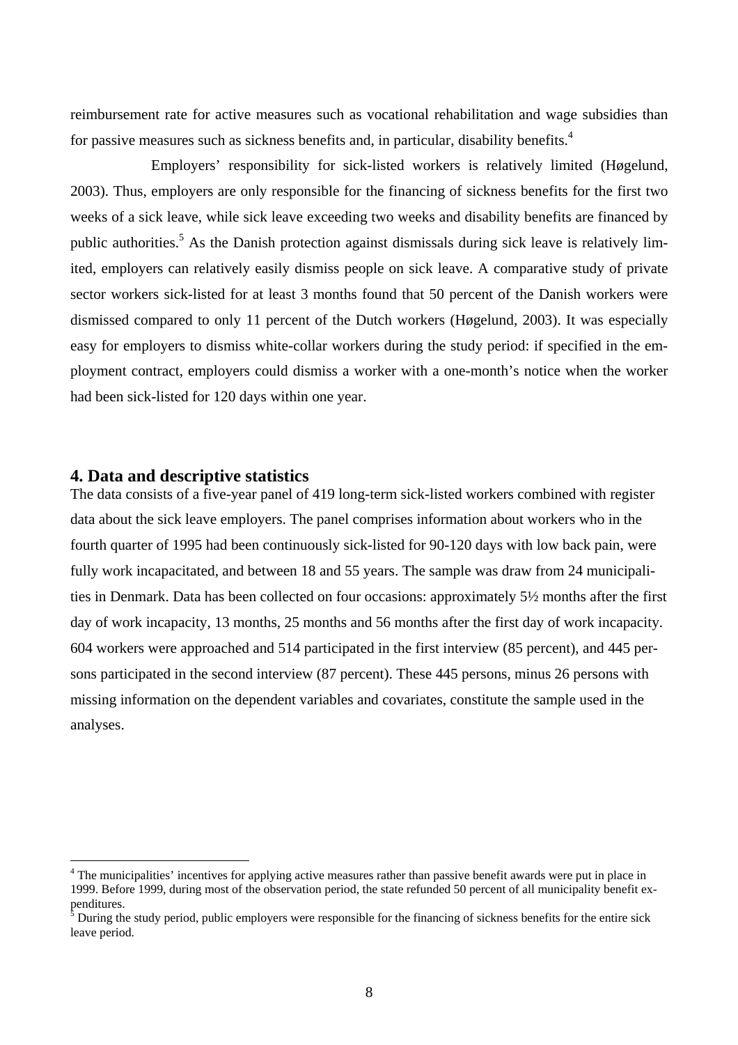reimbursement rate for active measures such as vocational rehabilitation and wage subsidies than for passive measures such as sickness benefits and, in particular, disability benefits.[4]

Employers' responsibility for sick-listed workers is relatively limited (Høgelund, 2003). Thus, employers are only responsible for the financing of sickness benefits for the first two weeks of a sick leave, while sick leave exceeding two weeks and disability benefits are financed by public authorities.[5] As the Danish protection against dismissals during sick leave is relatively limited, employers can relatively easily dismiss people on sick leave. A comparative study of private sector workers sick-listed for at least 3 months found that 50 percent of the Danish workers were dismissed compared to only 11 percent of the Dutch workers (Høgelund, 2003). It was especially easy for employers to dismiss white-collar workers during the study period: if specified in the employment contract, employers could dismiss a worker with a one-month's notice when the worker had been sick-listed for 120 days within one year.

## 4. Data and descriptive statistics

The data consists of a five-year panel of 419 long-term sick-listed workers combined with register data about the sick leave employers. The panel comprises information about workers who in the fourth quarter of 1995 had been continuously sick-listed for 90-120 days with low back pain, were fully work incapacitated, and between 18 and 55 years. The sample was draw from 24 municipalities in Denmark. Data has been collected on four occasions: approximately 5½ months after the first day of work incapacity, 13 months, 25 months and 56 months after the first day of work incapacity. 604 workers were approached and 514 participated in the first interview (85 percent), and 445 persons participated in the second interview (87 percent). These 445 persons, minus 26 persons with missing information on the dependent variables and covariates, constitute the sample used in the analyses.

---

[4] The municipalities' incentives for applying active measures rather than passive benefit awards were put in place in 1999. Before 1999, during most of the observation period, the state refunded 50 percent of all municipality benefit expenditures.

[5] During the study period, public employers were responsible for the financing of sickness benefits for the entire sick leave period.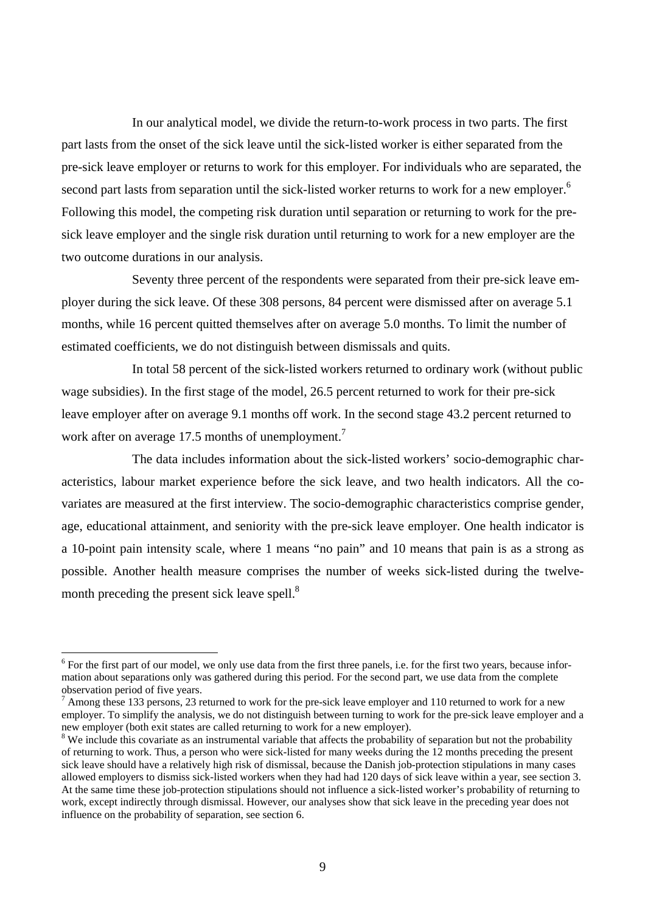In our analytical model, we divide the return-to-work process in two parts. The first part lasts from the onset of the sick leave until the sick-listed worker is either separated from the pre-sick leave employer or returns to work for this employer. For individuals who are separated, the second part lasts from separation until the sick-listed worker returns to work for a new employer.[6] Following this model, the competing risk duration until separation or returning to work for the pre-sick leave employer and the single risk duration until returning to work for a new employer are the two outcome durations in our analysis.

Seventy three percent of the respondents were separated from their pre-sick leave employer during the sick leave. Of these 308 persons, 84 percent were dismissed after on average 5.1 months, while 16 percent quitted themselves after on average 5.0 months. To limit the number of estimated coefficients, we do not distinguish between dismissals and quits.

In total 58 percent of the sick-listed workers returned to ordinary work (without public wage subsidies). In the first stage of the model, 26.5 percent returned to work for their pre-sick leave employer after on average 9.1 months off work. In the second stage 43.2 percent returned to work after on average 17.5 months of unemployment.[7]

The data includes information about the sick-listed workers' socio-demographic characteristics, labour market experience before the sick leave, and two health indicators. All the covariates are measured at the first interview. The socio-demographic characteristics comprise gender, age, educational attainment, and seniority with the pre-sick leave employer. One health indicator is a 10-point pain intensity scale, where 1 means "no pain" and 10 means that pain is as a strong as possible. Another health measure comprises the number of weeks sick-listed during the twelve-month preceding the present sick leave spell.[8]

---

[6] For the first part of our model, we only use data from the first three panels, i.e. for the first two years, because information about separations only was gathered during this period. For the second part, we use data from the complete observation period of five years.

[7] Among these 133 persons, 23 returned to work for the pre-sick leave employer and 110 returned to work for a new employer. To simplify the analysis, we do not distinguish between turning to work for the pre-sick leave employer and a new employer (both exit states are called returning to work for a new employer).

[8] We include this covariate as an instrumental variable that affects the probability of separation but not the probability of returning to work. Thus, a person who were sick-listed for many weeks during the 12 months preceding the present sick leave should have a relatively high risk of dismissal, because the Danish job-protection stipulations in many cases allowed employers to dismiss sick-listed workers when they had had 120 days of sick leave within a year, see section 3. At the same time these job-protection stipulations should not influence a sick-listed worker's probability of returning to work, except indirectly through dismissal. However, our analyses show that sick leave in the preceding year does not influence on the probability of separation, see section 6.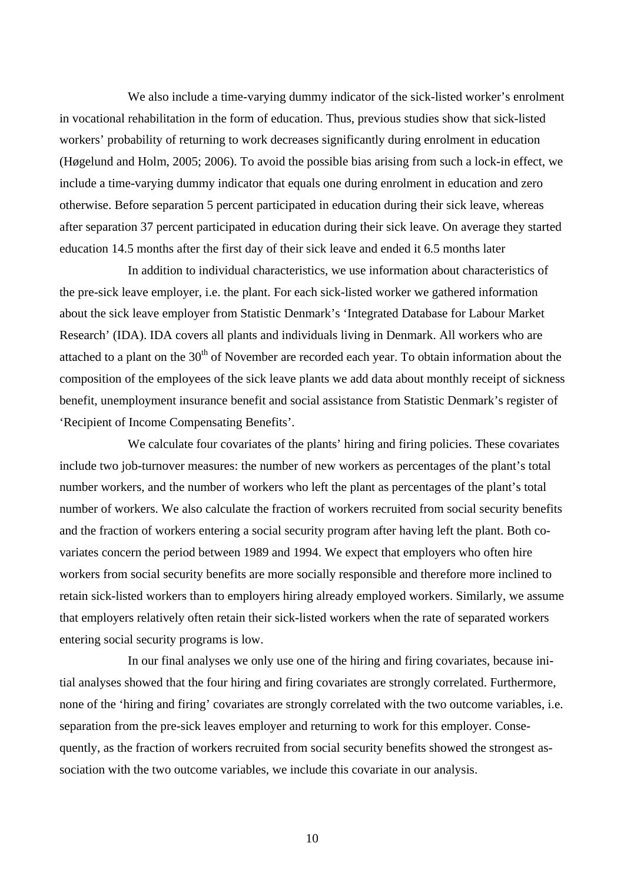We also include a time-varying dummy indicator of the sick-listed worker's enrolment in vocational rehabilitation in the form of education. Thus, previous studies show that sick-listed workers' probability of returning to work decreases significantly during enrolment in education (Høgelund and Holm, 2005; 2006). To avoid the possible bias arising from such a lock-in effect, we include a time-varying dummy indicator that equals one during enrolment in education and zero otherwise. Before separation 5 percent participated in education during their sick leave, whereas after separation 37 percent participated in education during their sick leave. On average they started education 14.5 months after the first day of their sick leave and ended it 6.5 months later

In addition to individual characteristics, we use information about characteristics of the pre-sick leave employer, i.e. the plant. For each sick-listed worker we gathered information about the sick leave employer from Statistic Denmark's 'Integrated Database for Labour Market Research' (IDA). IDA covers all plants and individuals living in Denmark. All workers who are attached to a plant on the 30th of November are recorded each year. To obtain information about the composition of the employees of the sick leave plants we add data about monthly receipt of sickness benefit, unemployment insurance benefit and social assistance from Statistic Denmark's register of 'Recipient of Income Compensating Benefits'.

We calculate four covariates of the plants' hiring and firing policies. These covariates include two job-turnover measures: the number of new workers as percentages of the plant's total number workers, and the number of workers who left the plant as percentages of the plant's total number of workers. We also calculate the fraction of workers recruited from social security benefits and the fraction of workers entering a social security program after having left the plant. Both co-variates concern the period between 1989 and 1994. We expect that employers who often hire workers from social security benefits are more socially responsible and therefore more inclined to retain sick-listed workers than to employers hiring already employed workers. Similarly, we assume that employers relatively often retain their sick-listed workers when the rate of separated workers entering social security programs is low.

In our final analyses we only use one of the hiring and firing covariates, because initial analyses showed that the four hiring and firing covariates are strongly correlated. Furthermore, none of the 'hiring and firing' covariates are strongly correlated with the two outcome variables, i.e. separation from the pre-sick leaves employer and returning to work for this employer. Consequently, as the fraction of workers recruited from social security benefits showed the strongest association with the two outcome variables, we include this covariate in our analysis.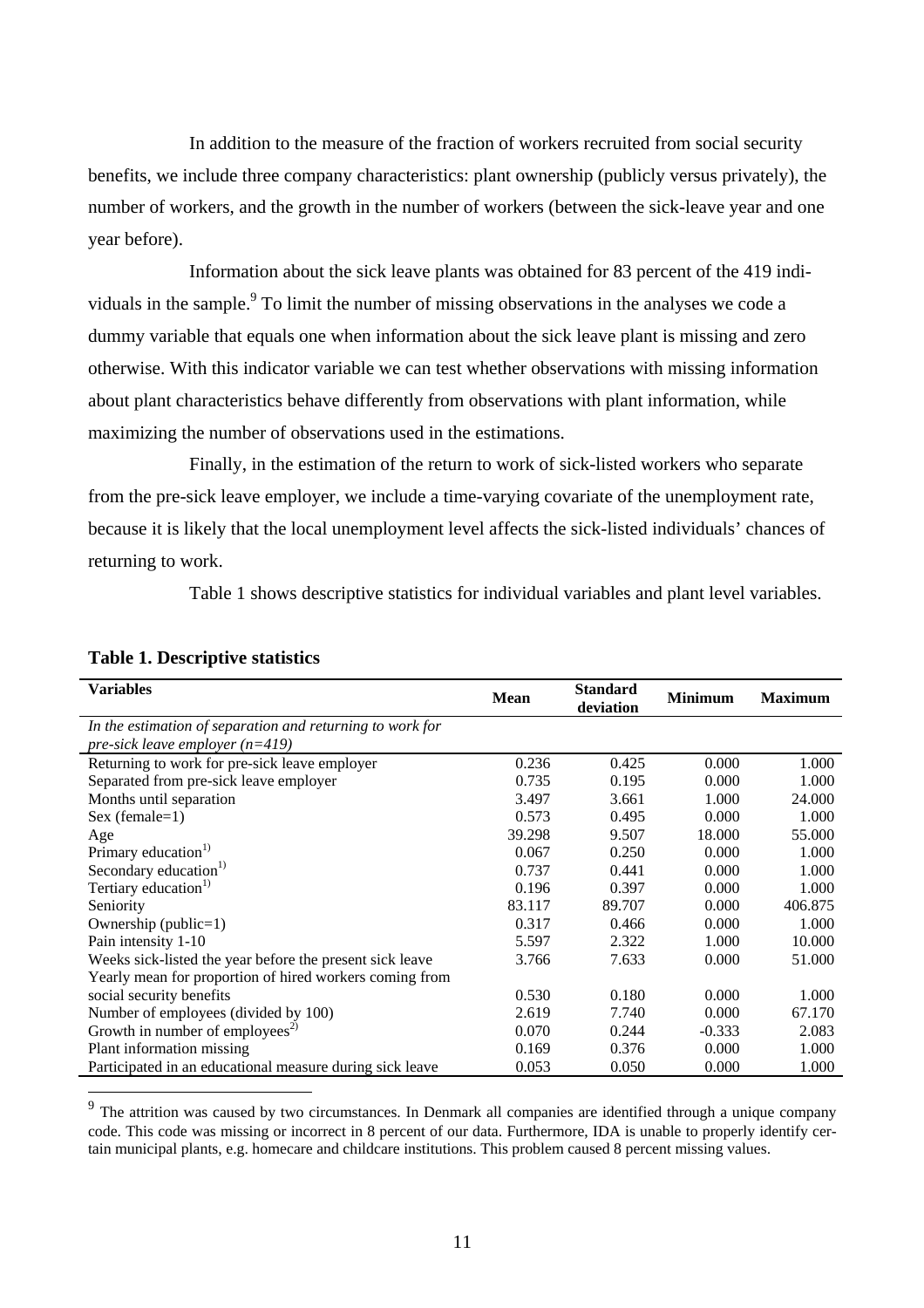In addition to the measure of the fraction of workers recruited from social security benefits, we include three company characteristics: plant ownership (publicly versus privately), the number of workers, and the growth in the number of workers (between the sick-leave year and one year before).

Information about the sick leave plants was obtained for 83 percent of the 419 individuals in the sample.[9] To limit the number of missing observations in the analyses we code a dummy variable that equals one when information about the sick leave plant is missing and zero otherwise. With this indicator variable we can test whether observations with missing information about plant characteristics behave differently from observations with plant information, while maximizing the number of observations used in the estimations.

Finally, in the estimation of the return to work of sick-listed workers who separate from the pre-sick leave employer, we include a time-varying covariate of the unemployment rate, because it is likely that the local unemployment level affects the sick-listed individuals' chances of returning to work.

Table 1 shows descriptive statistics for individual variables and plant level variables.

**Table 1. Descriptive statistics**

| Variables | Mean | Standard deviation | Minimum | Maximum |
|---|---|---|---|---|
| *In the estimation of separation and returning to work for pre-sick leave employer (n=419)* | | | | |
| Returning to work for pre-sick leave employer | 0.236 | 0.425 | 0.000 | 1.000 |
| Separated from pre-sick leave employer | 0.735 | 0.195 | 0.000 | 1.000 |
| Months until separation | 3.497 | 3.661 | 1.000 | 24.000 |
| Sex (female=1) | 0.573 | 0.495 | 0.000 | 1.000 |
| Age | 39.298 | 9.507 | 18.000 | 55.000 |
| Primary education[1)] | 0.067 | 0.250 | 0.000 | 1.000 |
| Secondary education[1)] | 0.737 | 0.441 | 0.000 | 1.000 |
| Tertiary education[1)] | 0.196 | 0.397 | 0.000 | 1.000 |
| Seniority | 83.117 | 89.707 | 0.000 | 406.875 |
| Ownership (public=1) | 0.317 | 0.466 | 0.000 | 1.000 |
| Pain intensity 1-10 | 5.597 | 2.322 | 1.000 | 10.000 |
| Weeks sick-listed the year before the present sick leave | 3.766 | 7.633 | 0.000 | 51.000 |
| Yearly mean for proportion of hired workers coming from social security benefits | 0.530 | 0.180 | 0.000 | 1.000 |
| Number of employees (divided by 100) | 2.619 | 7.740 | 0.000 | 67.170 |
| Growth in number of employees[2)] | 0.070 | 0.244 | -0.333 | 2.083 |
| Plant information missing | 0.169 | 0.376 | 0.000 | 1.000 |
| Participated in an educational measure during sick leave | 0.053 | 0.050 | 0.000 | 1.000 |

[9] The attrition was caused by two circumstances. In Denmark all companies are identified through a unique company code. This code was missing or incorrect in 8 percent of our data. Furthermore, IDA is unable to properly identify certain municipal plants, e.g. homecare and childcare institutions. This problem caused 8 percent missing values.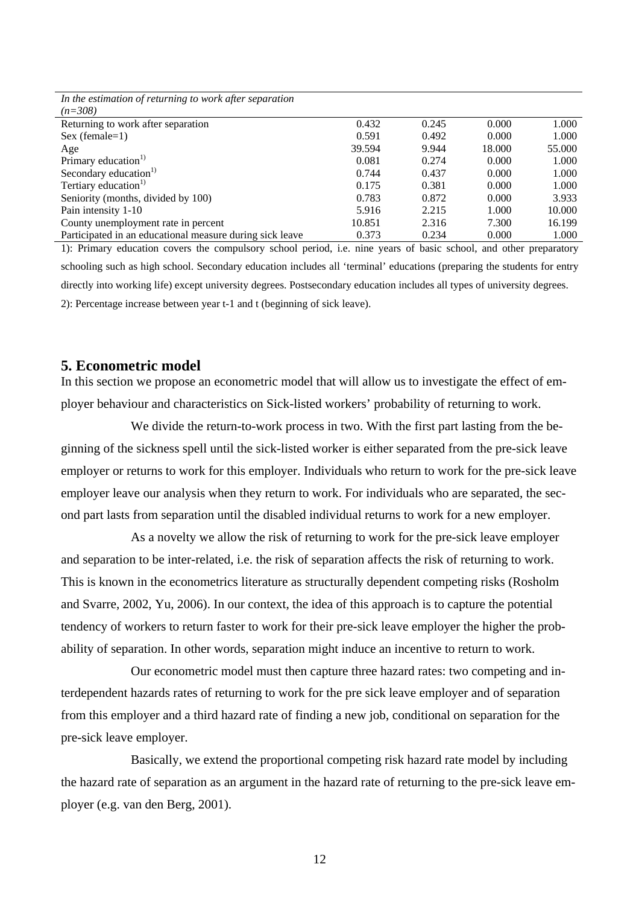| *In the estimation of returning to work after separation (n=308)* | | | | |
|---|---|---|---|---|
| Returning to work after separation | 0.432 | 0.245 | 0.000 | 1.000 |
| Sex (female=1) | 0.591 | 0.492 | 0.000 | 1.000 |
| Age | 39.594 | 9.944 | 18.000 | 55.000 |
| Primary education[1)] | 0.081 | 0.274 | 0.000 | 1.000 |
| Secondary education[1)] | 0.744 | 0.437 | 0.000 | 1.000 |
| Tertiary education[1)] | 0.175 | 0.381 | 0.000 | 1.000 |
| Seniority (months, divided by 100) | 0.783 | 0.872 | 0.000 | 3.933 |
| Pain intensity 1-10 | 5.916 | 2.215 | 1.000 | 10.000 |
| County unemployment rate in percent | 10.851 | 2.316 | 7.300 | 16.199 |
| Participated in an educational measure during sick leave | 0.373 | 0.234 | 0.000 | 1.000 |

1): Primary education covers the compulsory school period, i.e. nine years of basic school, and other preparatory schooling such as high school. Secondary education includes all 'terminal' educations (preparing the students for entry directly into working life) except university degrees. Postsecondary education includes all types of university degrees.

2): Percentage increase between year t-1 and t (beginning of sick leave).

## 5. Econometric model

In this section we propose an econometric model that will allow us to investigate the effect of employer behaviour and characteristics on Sick-listed workers' probability of returning to work.

We divide the return-to-work process in two. With the first part lasting from the beginning of the sickness spell until the sick-listed worker is either separated from the pre-sick leave employer or returns to work for this employer. Individuals who return to work for the pre-sick leave employer leave our analysis when they return to work. For individuals who are separated, the second part lasts from separation until the disabled individual returns to work for a new employer.

As a novelty we allow the risk of returning to work for the pre-sick leave employer and separation to be inter-related, i.e. the risk of separation affects the risk of returning to work. This is known in the econometrics literature as structurally dependent competing risks (Rosholm and Svarre, 2002, Yu, 2006). In our context, the idea of this approach is to capture the potential tendency of workers to return faster to work for their pre-sick leave employer the higher the probability of separation. In other words, separation might induce an incentive to return to work.

Our econometric model must then capture three hazard rates: two competing and interdependent hazards rates of returning to work for the pre sick leave employer and of separation from this employer and a third hazard rate of finding a new job, conditional on separation for the pre-sick leave employer.

Basically, we extend the proportional competing risk hazard rate model by including the hazard rate of separation as an argument in the hazard rate of returning to the pre-sick leave employer (e.g. van den Berg, 2001).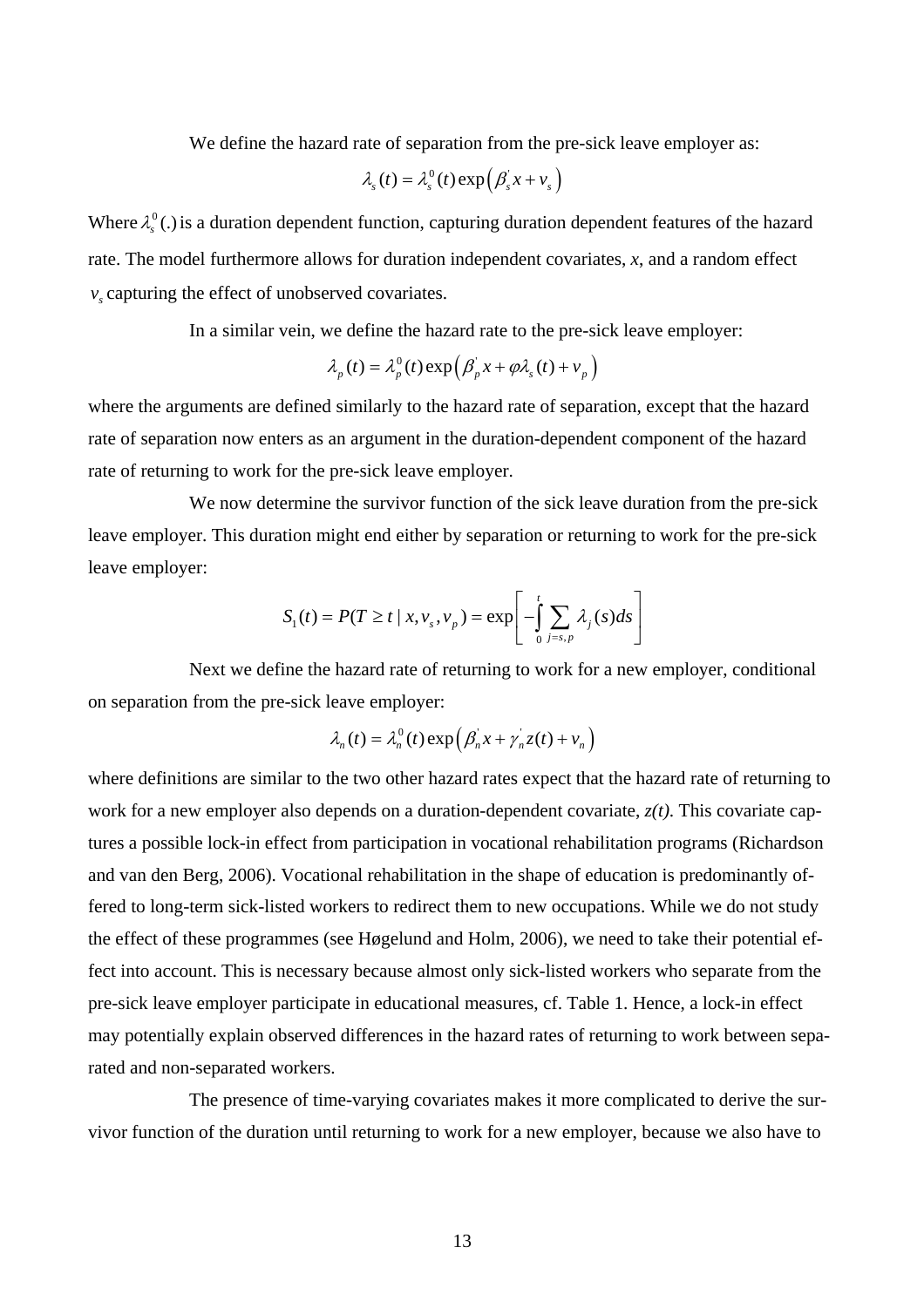We define the hazard rate of separation from the pre-sick leave employer as:

$$\lambda_s(t) = \lambda_s^0(t)\exp\left(\beta_s^{'}x + v_s\right)$$

Where $\lambda_s^0(.)$ is a duration dependent function, capturing duration dependent features of the hazard rate. The model furthermore allows for duration independent covariates, *x*, and a random effect $v_s$ capturing the effect of unobserved covariates.

In a similar vein, we define the hazard rate to the pre-sick leave employer:

$$\lambda_p(t) = \lambda_p^0(t)\exp\left(\beta_p^{'}x + \varphi\lambda_s(t) + v_p\right)$$

where the arguments are defined similarly to the hazard rate of separation, except that the hazard rate of separation now enters as an argument in the duration-dependent component of the hazard rate of returning to work for the pre-sick leave employer.

We now determine the survivor function of the sick leave duration from the pre-sick leave employer. This duration might end either by separation or returning to work for the pre-sick leave employer:

$$S_1(t) = P(T \geq t \mid x, v_s, v_p) = \exp\left[-\int_0^t \sum_{j=s,p} \lambda_j(s)ds\right]$$

Next we define the hazard rate of returning to work for a new employer, conditional on separation from the pre-sick leave employer:

$$\lambda_n(t) = \lambda_n^0(t)\exp\left(\beta_n^{'}x + \gamma_n^{'}z(t) + v_n\right)$$

where definitions are similar to the two other hazard rates expect that the hazard rate of returning to work for a new employer also depends on a duration-dependent covariate, *z(t).* This covariate captures a possible lock-in effect from participation in vocational rehabilitation programs (Richardson and van den Berg, 2006). Vocational rehabilitation in the shape of education is predominantly offered to long-term sick-listed workers to redirect them to new occupations. While we do not study the effect of these programmes (see Høgelund and Holm, 2006), we need to take their potential effect into account. This is necessary because almost only sick-listed workers who separate from the pre-sick leave employer participate in educational measures, cf. Table 1. Hence, a lock-in effect may potentially explain observed differences in the hazard rates of returning to work between separated and non-separated workers.

The presence of time-varying covariates makes it more complicated to derive the survivor function of the duration until returning to work for a new employer, because we also have to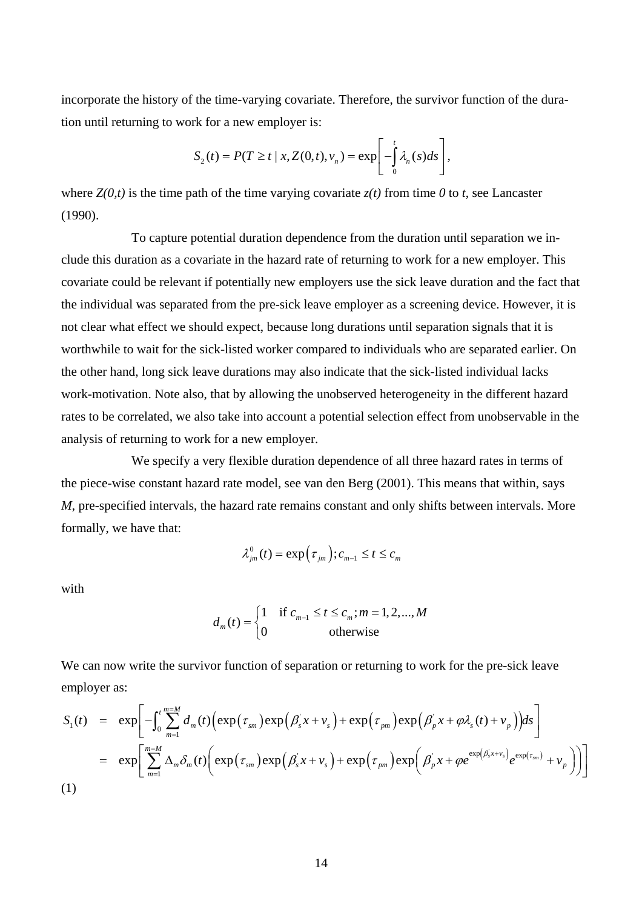incorporate the history of the time-varying covariate. Therefore, the survivor function of the duration until returning to work for a new employer is:

$$S_2(t) = P(T \geq t \mid x, Z(0,t), v_n) = \exp\left[-\int_0^t \lambda_n(s)ds\right],$$

where $Z(0,t)$ is the time path of the time varying covariate $z(t)$ from time $0$ to $t$, see Lancaster (1990).

To capture potential duration dependence from the duration until separation we include this duration as a covariate in the hazard rate of returning to work for a new employer. This covariate could be relevant if potentially new employers use the sick leave duration and the fact that the individual was separated from the pre-sick leave employer as a screening device. However, it is not clear what effect we should expect, because long durations until separation signals that it is worthwhile to wait for the sick-listed worker compared to individuals who are separated earlier. On the other hand, long sick leave durations may also indicate that the sick-listed individual lacks work-motivation. Note also, that by allowing the unobserved heterogeneity in the different hazard rates to be correlated, we also take into account a potential selection effect from unobservable in the analysis of returning to work for a new employer.

We specify a very flexible duration dependence of all three hazard rates in terms of the piece-wise constant hazard rate model, see van den Berg (2001). This means that within, says $M$, pre-specified intervals, the hazard rate remains constant and only shifts between intervals. More formally, we have that:

$$\lambda_{jm}^0(t) = \exp\left(\tau_{jm}\right); c_{m-1} \leq t \leq c_m$$

with

$$d_m(t) = \begin{cases} 1 & \text{if } c_{m-1} \leq t \leq c_m; m = 1, 2, ..., M \\ 0 & \text{otherwise} \end{cases}$$

We can now write the survivor function of separation or returning to work for the pre-sick leave employer as:

$$\begin{aligned} S_1(t) &= \exp\left[-\int_0^t \sum_{m=1}^{m=M} d_m(t)\Big(\exp\left(\tau_{sm}\right)\exp\left(\beta_s^{'}x + v_s\right) + \exp\left(\tau_{pm}\right)\exp\left(\beta_p^{'}x + \varphi\lambda_s(t) + v_p\right)\Big)ds\right] \\ &= \exp\left[\sum_{m=1}^{m=M} \Delta_m \delta_m(t)\left(\exp\left(\tau_{sm}\right)\exp\left(\beta_s^{'}x + v_s\right) + \exp\left(\tau_{pm}\right)\exp\left(\beta_p^{'}x + \varphi e^{\exp\left(\beta_s^{'}x + v_s\right)} e^{\exp\left(\tau_{sm}\right)} + v_p\right)\right)\right] \end{aligned}$$

(1)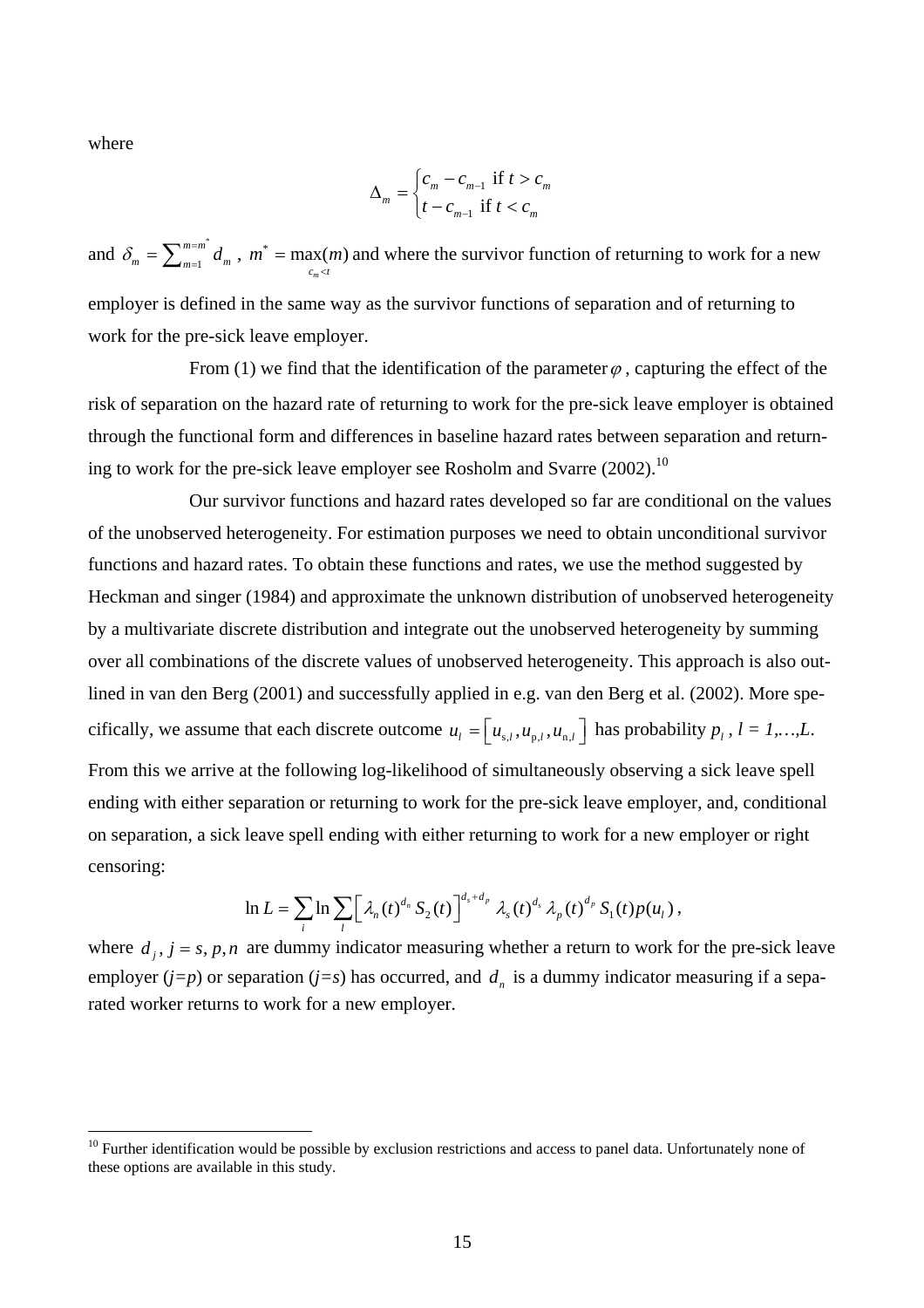where

$$\Delta_m = \begin{cases} c_m - c_{m-1} \text{ if } t > c_m \\ t - c_{m-1} \text{ if } t < c_m \end{cases}$$

and $\delta_m = \sum_{m=1}^{m=m^*} d_m$ , $m^* = \max_{c_m < t}(m)$ and where the survivor function of returning to work for a new employer is defined in the same way as the survivor functions of separation and of returning to work for the pre-sick leave employer.

From (1) we find that the identification of the parameter $\varphi$, capturing the effect of the risk of separation on the hazard rate of returning to work for the pre-sick leave employer is obtained through the functional form and differences in baseline hazard rates between separation and returning to work for the pre-sick leave employer see Rosholm and Svarre (2002).[10]

Our survivor functions and hazard rates developed so far are conditional on the values of the unobserved heterogeneity. For estimation purposes we need to obtain unconditional survivor functions and hazard rates. To obtain these functions and rates, we use the method suggested by Heckman and singer (1984) and approximate the unknown distribution of unobserved heterogeneity by a multivariate discrete distribution and integrate out the unobserved heterogeneity by summing over all combinations of the discrete values of unobserved heterogeneity. This approach is also outlined in van den Berg (2001) and successfully applied in e.g. van den Berg et al. (2002). More specifically, we assume that each discrete outcome $u_l = \left[u_{s,l}, u_{p,l}, u_{n,l}\right]$ has probability $p_l$ , $l = 1,\ldots,L$.

From this we arrive at the following log-likelihood of simultaneously observing a sick leave spell ending with either separation or returning to work for the pre-sick leave employer, and, conditional on separation, a sick leave spell ending with either returning to work for a new employer or right censoring:

$$\ln L = \sum_i \ln \sum_l \left[ \lambda_n(t)^{d_n} S_2(t) \right]^{d_s + d_p} \lambda_s(t)^{d_s} \lambda_p(t)^{d_p} S_1(t) p(u_l),$$

where $d_j$, $j = s, p, n$ are dummy indicator measuring whether a return to work for the pre-sick leave employer ($j=p$) or separation ($j=s$) has occurred, and $d_n$ is a dummy indicator measuring if a separated worker returns to work for a new employer.

[10] Further identification would be possible by exclusion restrictions and access to panel data. Unfortunately none of these options are available in this study.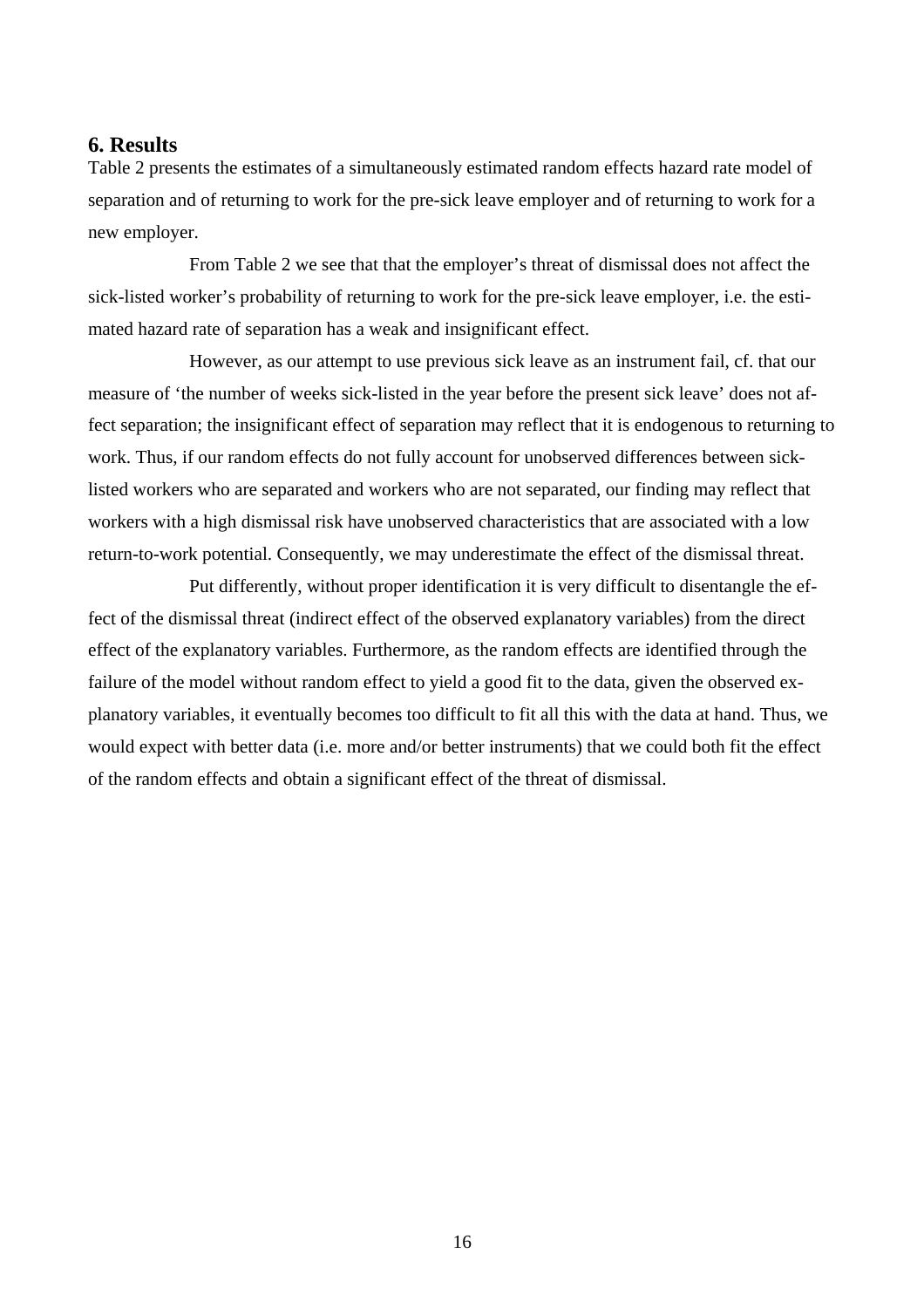## 6. Results

Table 2 presents the estimates of a simultaneously estimated random effects hazard rate model of separation and of returning to work for the pre-sick leave employer and of returning to work for a new employer.

From Table 2 we see that that the employer's threat of dismissal does not affect the sick-listed worker's probability of returning to work for the pre-sick leave employer, i.e. the estimated hazard rate of separation has a weak and insignificant effect.

However, as our attempt to use previous sick leave as an instrument fail, cf. that our measure of 'the number of weeks sick-listed in the year before the present sick leave' does not affect separation; the insignificant effect of separation may reflect that it is endogenous to returning to work. Thus, if our random effects do not fully account for unobserved differences between sick-listed workers who are separated and workers who are not separated, our finding may reflect that workers with a high dismissal risk have unobserved characteristics that are associated with a low return-to-work potential. Consequently, we may underestimate the effect of the dismissal threat.

Put differently, without proper identification it is very difficult to disentangle the effect of the dismissal threat (indirect effect of the observed explanatory variables) from the direct effect of the explanatory variables. Furthermore, as the random effects are identified through the failure of the model without random effect to yield a good fit to the data, given the observed explanatory variables, it eventually becomes too difficult to fit all this with the data at hand. Thus, we would expect with better data (i.e. more and/or better instruments) that we could both fit the effect of the random effects and obtain a significant effect of the threat of dismissal.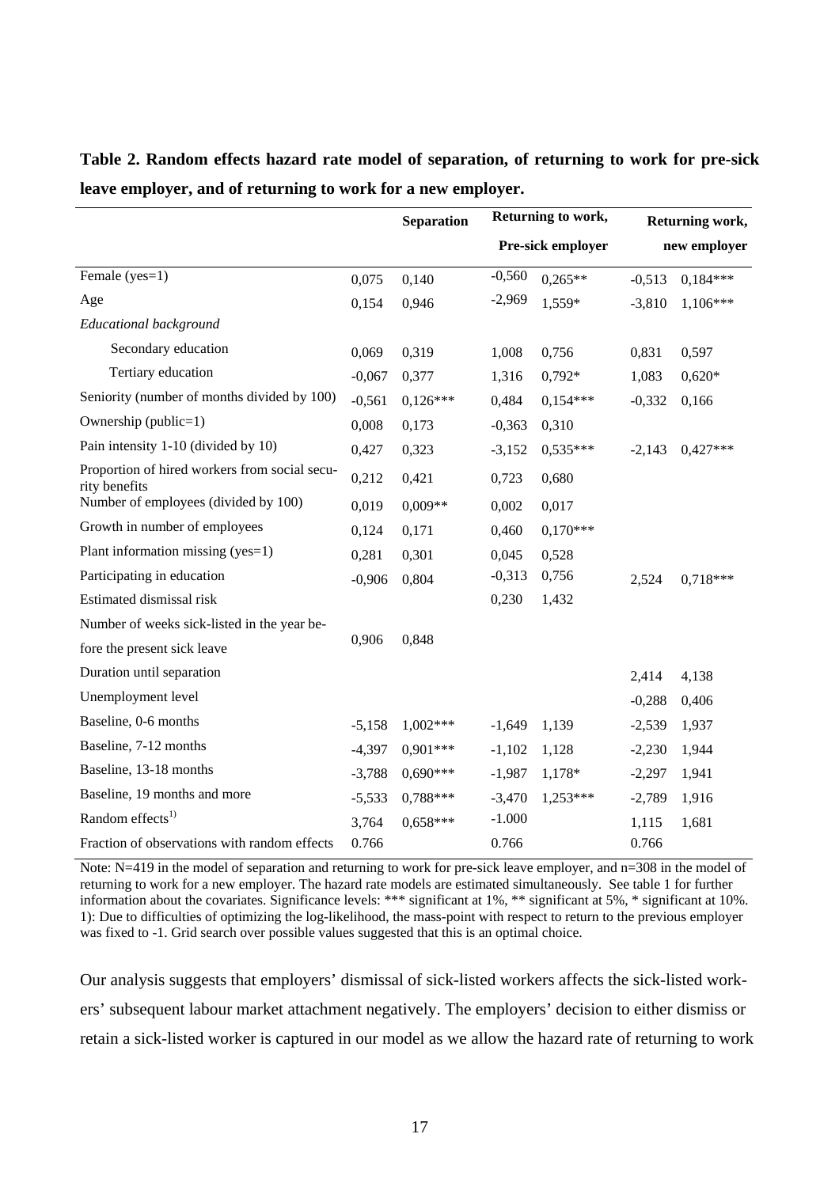**Table 2. Random effects hazard rate model of separation, of returning to work for pre-sick leave employer, and of returning to work for a new employer.**

| | Separation | | Returning to work, Pre-sick employer | | Returning work, new employer | |
|---|---|---|---|---|---|---|
| Female (yes=1) | 0,075 | 0,140 | -0,560 | 0,265** | -0,513 | 0,184*** |
| Age | 0,154 | 0,946 | -2,969 | 1,559* | -3,810 | 1,106*** |
| *Educational background* | | | | | | |
| Secondary education | 0,069 | 0,319 | 1,008 | 0,756 | 0,831 | 0,597 |
| Tertiary education | -0,067 | 0,377 | 1,316 | 0,792* | 1,083 | 0,620* |
| Seniority (number of months divided by 100) | -0,561 | 0,126*** | 0,484 | 0,154*** | -0,332 | 0,166 |
| Ownership (public=1) | 0,008 | 0,173 | -0,363 | 0,310 | | |
| Pain intensity 1-10 (divided by 10) | 0,427 | 0,323 | -3,152 | 0,535*** | -2,143 | 0,427*** |
| Proportion of hired workers from social security benefits | 0,212 | 0,421 | 0,723 | 0,680 | | |
| Number of employees (divided by 100) | 0,019 | 0,009** | 0,002 | 0,017 | | |
| Growth in number of employees | 0,124 | 0,171 | 0,460 | 0,170*** | | |
| Plant information missing (yes=1) | 0,281 | 0,301 | 0,045 | 0,528 | | |
| Participating in education | -0,906 | 0,804 | -0,313 | 0,756 | 2,524 | 0,718*** |
| Estimated dismissal risk | | | 0,230 | 1,432 | | |
| Number of weeks sick-listed in the year before the present sick leave | 0,906 | 0,848 | | | | |
| Duration until separation | | | | | 2,414 | 4,138 |
| Unemployment level | | | | | -0,288 | 0,406 |
| Baseline, 0-6 months | -5,158 | 1,002*** | -1,649 | 1,139 | -2,539 | 1,937 |
| Baseline, 7-12 months | -4,397 | 0,901*** | -1,102 | 1,128 | -2,230 | 1,944 |
| Baseline, 13-18 months | -3,788 | 0,690*** | -1,987 | 1,178* | -2,297 | 1,941 |
| Baseline, 19 months and more | -5,533 | 0,788*** | -3,470 | 1,253*** | -2,789 | 1,916 |
| Random effects[1)] | 3,764 | 0,658*** | -1.000 | | 1,115 | 1,681 |
| Fraction of observations with random effects | 0.766 | | 0.766 | | 0.766 | |

Note: N=419 in the model of separation and returning to work for pre-sick leave employer, and n=308 in the model of returning to work for a new employer. The hazard rate models are estimated simultaneously. See table 1 for further information about the covariates. Significance levels: *** significant at 1%, ** significant at 5%, * significant at 10%. 1): Due to difficulties of optimizing the log-likelihood, the mass-point with respect to return to the previous employer was fixed to -1. Grid search over possible values suggested that this is an optimal choice.

Our analysis suggests that employers' dismissal of sick-listed workers affects the sick-listed workers' subsequent labour market attachment negatively. The employers' decision to either dismiss or retain a sick-listed worker is captured in our model as we allow the hazard rate of returning to work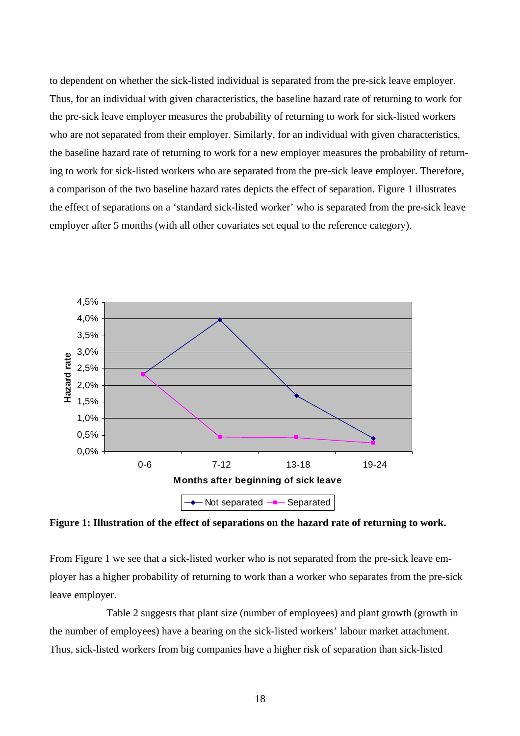to dependent on whether the sick-listed individual is separated from the pre-sick leave employer. Thus, for an individual with given characteristics, the baseline hazard rate of returning to work for the pre-sick leave employer measures the probability of returning to work for sick-listed workers who are not separated from their employer. Similarly, for an individual with given characteristics, the baseline hazard rate of returning to work for a new employer measures the probability of returning to work for sick-listed workers who are separated from the pre-sick leave employer. Therefore, a comparison of the two baseline hazard rates depicts the effect of separation. Figure 1 illustrates the effect of separations on a 'standard sick-listed worker' who is separated from the pre-sick leave employer after 5 months (with all other covariates set equal to the reference category).

**Figure 1: Illustration of the effect of separations on the hazard rate of returning to work.**

From Figure 1 we see that a sick-listed worker who is not separated from the pre-sick leave employer has a higher probability of returning to work than a worker who separates from the pre-sick leave employer.

Table 2 suggests that plant size (number of employees) and plant growth (growth in the number of employees) have a bearing on the sick-listed workers' labour market attachment. Thus, sick-listed workers from big companies have a higher risk of separation than sick-listed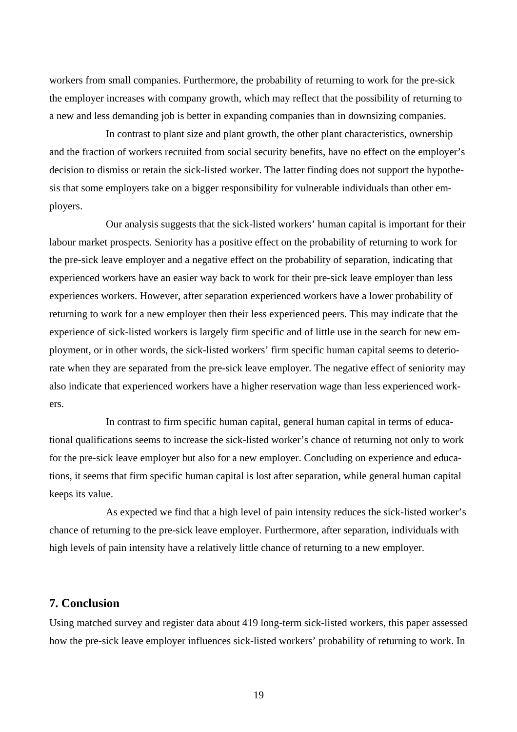workers from small companies. Furthermore, the probability of returning to work for the pre-sick the employer increases with company growth, which may reflect that the possibility of returning to a new and less demanding job is better in expanding companies than in downsizing companies.

In contrast to plant size and plant growth, the other plant characteristics, ownership and the fraction of workers recruited from social security benefits, have no effect on the employer's decision to dismiss or retain the sick-listed worker. The latter finding does not support the hypothesis that some employers take on a bigger responsibility for vulnerable individuals than other employers.

Our analysis suggests that the sick-listed workers' human capital is important for their labour market prospects. Seniority has a positive effect on the probability of returning to work for the pre-sick leave employer and a negative effect on the probability of separation, indicating that experienced workers have an easier way back to work for their pre-sick leave employer than less experiences workers. However, after separation experienced workers have a lower probability of returning to work for a new employer then their less experienced peers. This may indicate that the experience of sick-listed workers is largely firm specific and of little use in the search for new employment, or in other words, the sick-listed workers' firm specific human capital seems to deteriorate when they are separated from the pre-sick leave employer. The negative effect of seniority may also indicate that experienced workers have a higher reservation wage than less experienced workers.

In contrast to firm specific human capital, general human capital in terms of educational qualifications seems to increase the sick-listed worker's chance of returning not only to work for the pre-sick leave employer but also for a new employer. Concluding on experience and educations, it seems that firm specific human capital is lost after separation, while general human capital keeps its value.

As expected we find that a high level of pain intensity reduces the sick-listed worker's chance of returning to the pre-sick leave employer. Furthermore, after separation, individuals with high levels of pain intensity have a relatively little chance of returning to a new employer.

## 7. Conclusion

Using matched survey and register data about 419 long-term sick-listed workers, this paper assessed how the pre-sick leave employer influences sick-listed workers' probability of returning to work. In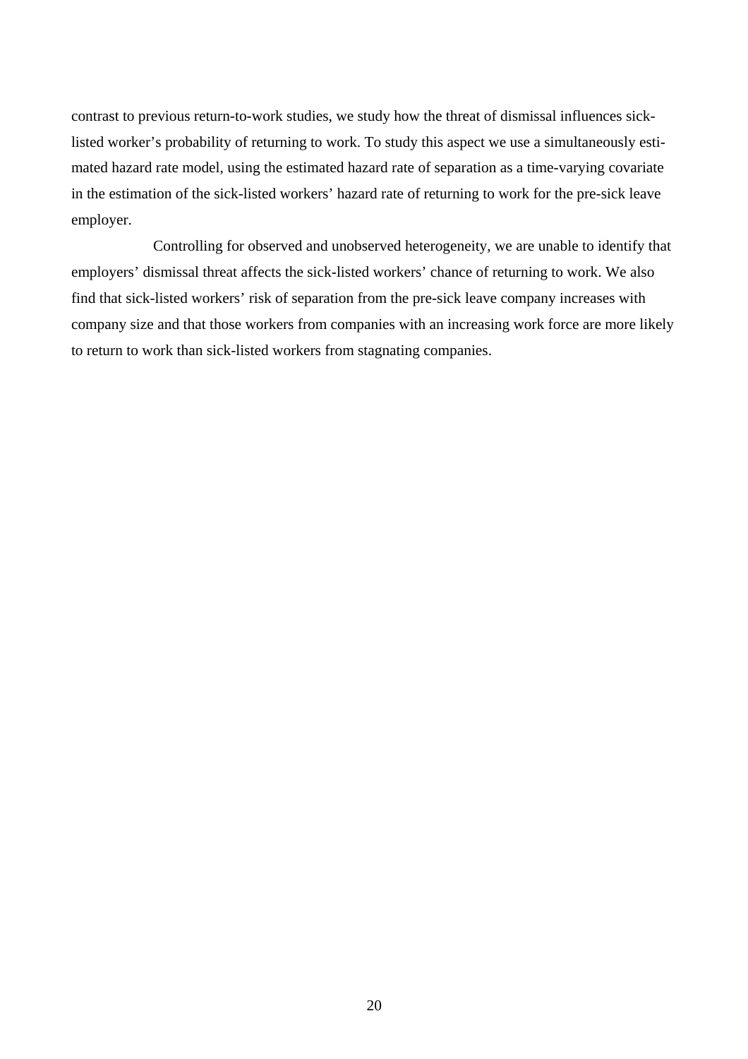contrast to previous return-to-work studies, we study how the threat of dismissal influences sick-listed worker's probability of returning to work. To study this aspect we use a simultaneously estimated hazard rate model, using the estimated hazard rate of separation as a time-varying covariate in the estimation of the sick-listed workers' hazard rate of returning to work for the pre-sick leave employer.

Controlling for observed and unobserved heterogeneity, we are unable to identify that employers' dismissal threat affects the sick-listed workers' chance of returning to work. We also find that sick-listed workers' risk of separation from the pre-sick leave company increases with company size and that those workers from companies with an increasing work force are more likely to return to work than sick-listed workers from stagnating companies.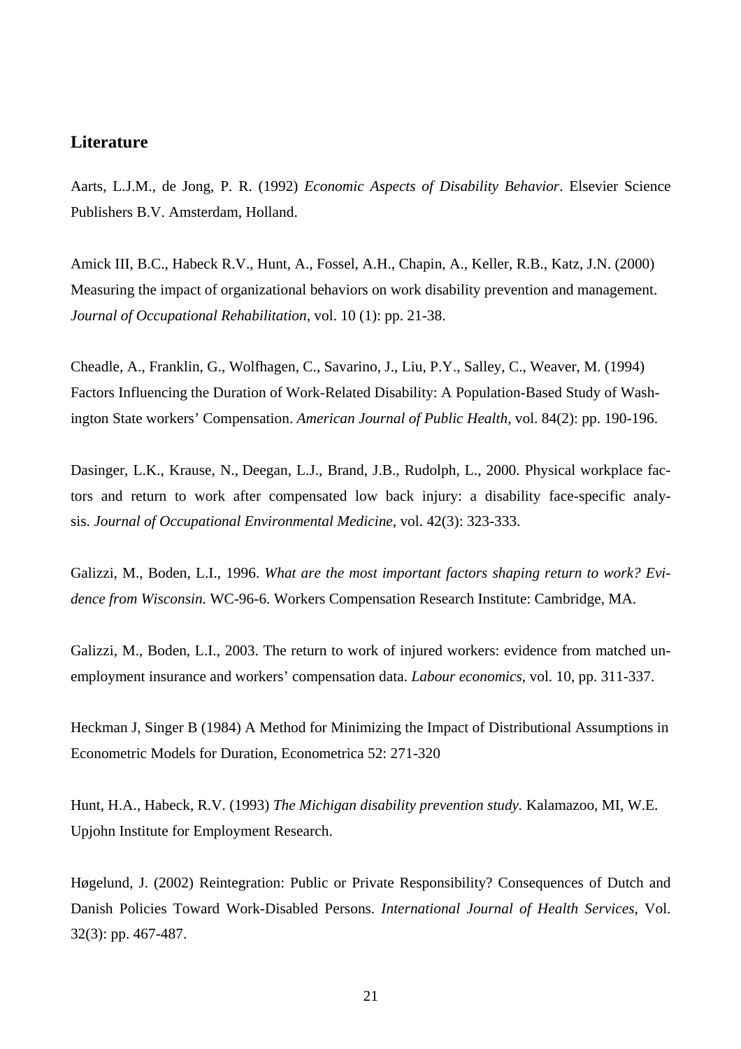## Literature

Aarts, L.J.M., de Jong, P. R. (1992) *Economic Aspects of Disability Behavior*. Elsevier Science Publishers B.V. Amsterdam, Holland.

Amick III, B.C., Habeck R.V., Hunt, A., Fossel, A.H., Chapin, A., Keller, R.B., Katz, J.N. (2000) Measuring the impact of organizational behaviors on work disability prevention and management. *Journal of Occupational Rehabilitation*, vol. 10 (1): pp. 21-38.

Cheadle, A., Franklin, G., Wolfhagen, C., Savarino, J., Liu, P.Y., Salley, C., Weaver, M. (1994) Factors Influencing the Duration of Work-Related Disability: A Population-Based Study of Washington State workers' Compensation. *American Journal of Public Health*, vol. 84(2): pp. 190-196.

Dasinger, L.K., Krause, N., Deegan, L.J., Brand, J.B., Rudolph, L., 2000. Physical workplace factors and return to work after compensated low back injury: a disability face-specific analysis. *Journal of Occupational Environmental Medicine*, vol. 42(3): 323-333.

Galizzi, M., Boden, L.I., 1996. *What are the most important factors shaping return to work? Evidence from Wisconsin.* WC-96-6. Workers Compensation Research Institute: Cambridge, MA.

Galizzi, M., Boden, L.I., 2003. The return to work of injured workers: evidence from matched unemployment insurance and workers' compensation data. *Labour economics*, vol. 10, pp. 311-337.

Heckman J, Singer B (1984) A Method for Minimizing the Impact of Distributional Assumptions in Econometric Models for Duration, Econometrica 52: 271-320

Hunt, H.A., Habeck, R.V. (1993) *The Michigan disability prevention study.* Kalamazoo, MI, W.E. Upjohn Institute for Employment Research.

Høgelund, J. (2002) Reintegration: Public or Private Responsibility? Consequences of Dutch and Danish Policies Toward Work-Disabled Persons. *International Journal of Health Services*, Vol. 32(3): pp. 467-487.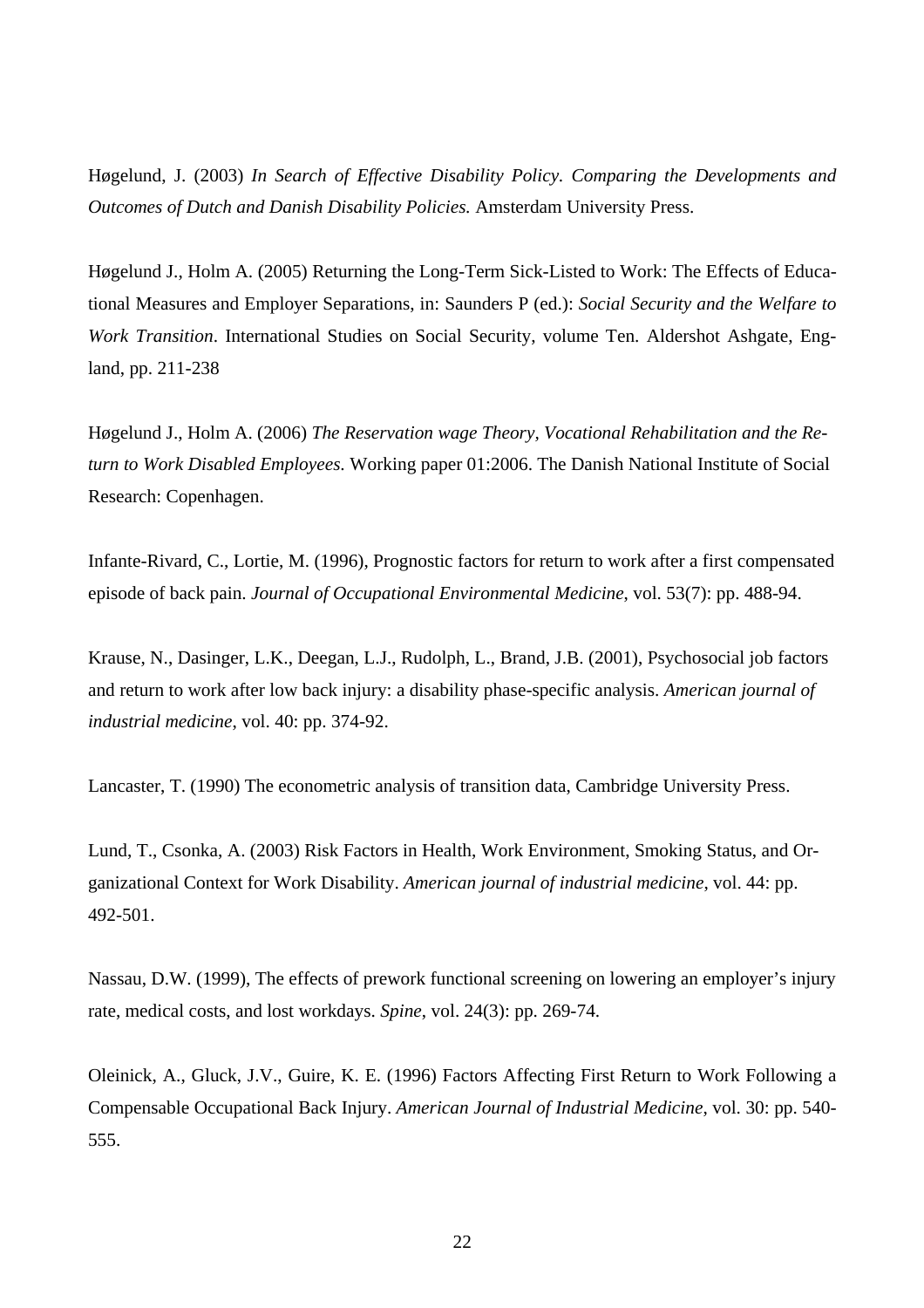Høgelund, J. (2003) *In Search of Effective Disability Policy. Comparing the Developments and Outcomes of Dutch and Danish Disability Policies.* Amsterdam University Press.

Høgelund J., Holm A. (2005) Returning the Long-Term Sick-Listed to Work: The Effects of Educational Measures and Employer Separations, in: Saunders P (ed.): *Social Security and the Welfare to Work Transition*. International Studies on Social Security, volume Ten. Aldershot Ashgate, England, pp. 211-238

Høgelund J., Holm A. (2006) *The Reservation wage Theory, Vocational Rehabilitation and the Return to Work Disabled Employees.* Working paper 01:2006. The Danish National Institute of Social Research: Copenhagen.

Infante-Rivard, C., Lortie, M. (1996), Prognostic factors for return to work after a first compensated episode of back pain. *Journal of Occupational Environmental Medicine*, vol. 53(7): pp. 488-94.

Krause, N., Dasinger, L.K., Deegan, L.J., Rudolph, L., Brand, J.B. (2001), Psychosocial job factors and return to work after low back injury: a disability phase-specific analysis. *American journal of industrial medicine*, vol. 40: pp. 374-92.

Lancaster, T. (1990) The econometric analysis of transition data, Cambridge University Press.

Lund, T., Csonka, A. (2003) Risk Factors in Health, Work Environment, Smoking Status, and Organizational Context for Work Disability. *American journal of industrial medicine*, vol. 44: pp. 492-501.

Nassau, D.W. (1999), The effects of prework functional screening on lowering an employer's injury rate, medical costs, and lost workdays. *Spine*, vol. 24(3): pp. 269-74.

Oleinick, A., Gluck, J.V., Guire, K. E. (1996) Factors Affecting First Return to Work Following a Compensable Occupational Back Injury. *American Journal of Industrial Medicine*, vol. 30: pp. 540-555.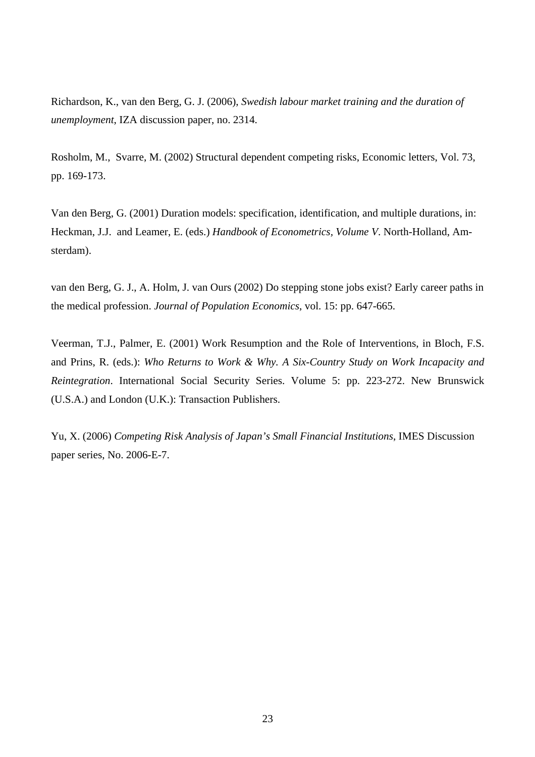Richardson, K., van den Berg, G. J. (2006), *Swedish labour market training and the duration of unemployment*, IZA discussion paper, no. 2314.

Rosholm, M., Svarre, M. (2002) Structural dependent competing risks, Economic letters, Vol. 73, pp. 169-173.

Van den Berg, G. (2001) Duration models: specification, identification, and multiple durations, in: Heckman, J.J. and Leamer, E. (eds.) *Handbook of Econometrics, Volume V*. North-Holland, Amsterdam).

van den Berg, G. J., A. Holm, J. van Ours (2002) Do stepping stone jobs exist? Early career paths in the medical profession. *Journal of Population Economics*, vol. 15: pp. 647-665.

Veerman, T.J., Palmer, E. (2001) Work Resumption and the Role of Interventions, in Bloch, F.S. and Prins, R. (eds.): *Who Returns to Work & Why. A Six-Country Study on Work Incapacity and Reintegration*. International Social Security Series. Volume 5: pp. 223-272. New Brunswick (U.S.A.) and London (U.K.): Transaction Publishers.

Yu, X. (2006) *Competing Risk Analysis of Japan's Small Financial Institutions*, IMES Discussion paper series, No. 2006-E-7.